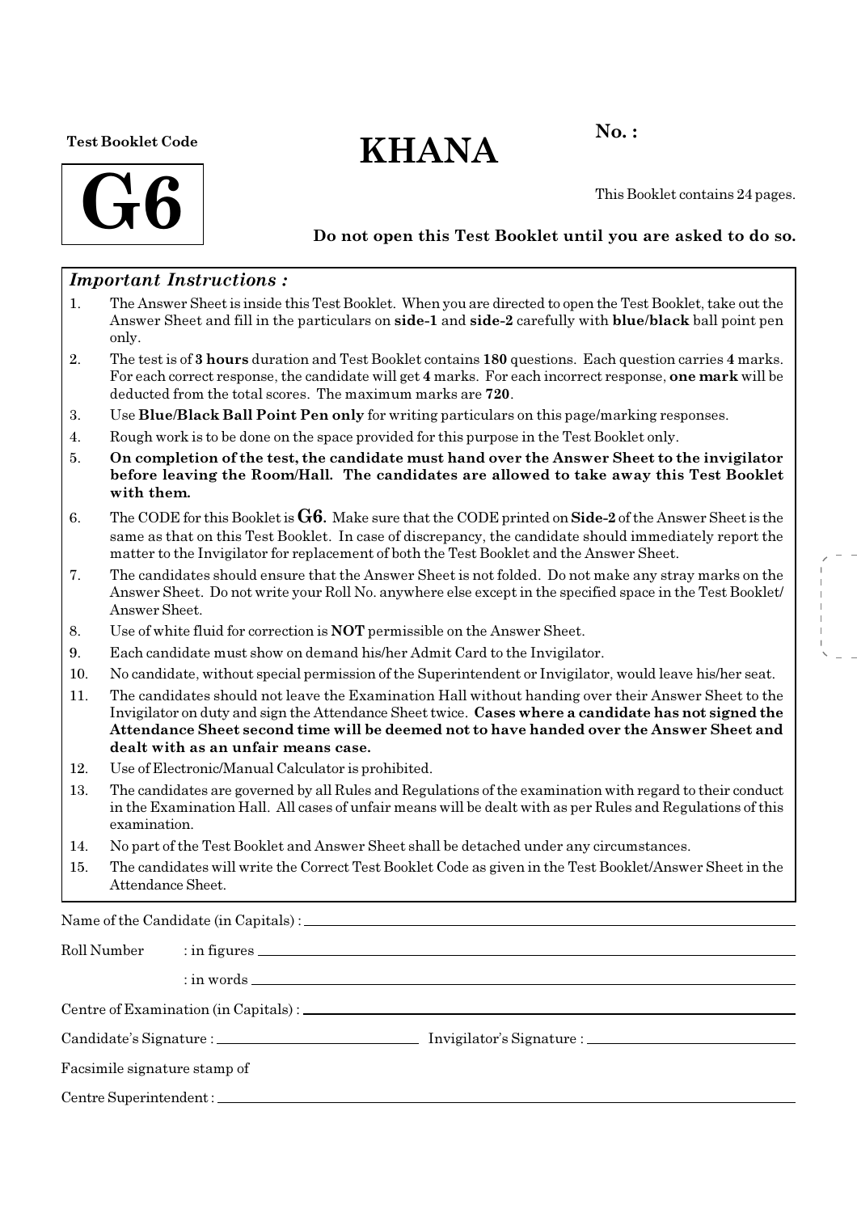Test Booklet Code

**G6**

# KHANA

**No. :**

This Booklet contains 24 pages.

**Do not open this Test Booklet until you are asked to do so.**

***Important Instructions :***

1. The Answer Sheet is inside this Test Booklet. When you are directed to open the Test Booklet, take out the Answer Sheet and fill in the particulars on **side-1** and **side-2** carefully with **blue/black** ball point pen only.
2. The test is of **3 hours** duration and Test Booklet contains **180** questions. Each question carries **4** marks. For each correct response, the candidate will get **4** marks. For each incorrect response, **one mark** will be deducted from the total scores. The maximum marks are **720**.
3. Use **Blue/Black Ball Point Pen only** for writing particulars on this page/marking responses.
4. Rough work is to be done on the space provided for this purpose in the Test Booklet only.
5. **On completion of the test, the candidate must hand over the Answer Sheet to the invigilator before leaving the Room/Hall. The candidates are allowed to take away this Test Booklet with them.**
6. The CODE for this Booklet is **G6**. Make sure that the CODE printed on **Side-2** of the Answer Sheet is the same as that on this Test Booklet. In case of discrepancy, the candidate should immediately report the matter to the Invigilator for replacement of both the Test Booklet and the Answer Sheet.
7. The candidates should ensure that the Answer Sheet is not folded. Do not make any stray marks on the Answer Sheet. Do not write your Roll No. anywhere else except in the specified space in the Test Booklet/ Answer Sheet.
8. Use of white fluid for correction is **NOT** permissible on the Answer Sheet.
9. Each candidate must show on demand his/her Admit Card to the Invigilator.
10. No candidate, without special permission of the Superintendent or Invigilator, would leave his/her seat.
11. The candidates should not leave the Examination Hall without handing over their Answer Sheet to the Invigilator on duty and sign the Attendance Sheet twice. **Cases where a candidate has not signed the Attendance Sheet second time will be deemed not to have handed over the Answer Sheet and dealt with as an unfair means case.**
12. Use of Electronic/Manual Calculator is prohibited.
13. The candidates are governed by all Rules and Regulations of the examination with regard to their conduct in the Examination Hall. All cases of unfair means will be dealt with as per Rules and Regulations of this examination.
14. No part of the Test Booklet and Answer Sheet shall be detached under any circumstances.
15. The candidates will write the Correct Test Booklet Code as given in the Test Booklet/Answer Sheet in the Attendance Sheet.

Name of the Candidate (in Capitals) : ____________________

Roll Number : in figures ____________________

: in words ____________________

Centre of Examination (in Capitals) : ____________________

Candidate's Signature : ____________________ Invigilator's Signature : ____________________

Facsimile signature stamp of

Centre Superintendent : ____________________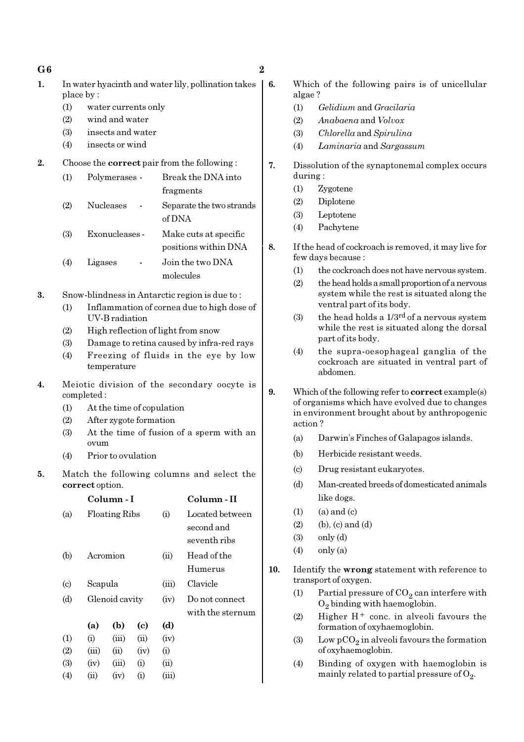1. In water hyacinth and water lily, pollination takes place by :
   (1) water currents only
   (2) wind and water
   (3) insects and water
   (4) insects or wind

2. Choose the **correct** pair from the following :
   (1) Polymerases - Break the DNA into fragments
   (2) Nucleases - Separate the two strands of DNA
   (3) Exonucleases - Make cuts at specific positions within DNA
   (4) Ligases - Join the two DNA molecules

3. Snow-blindness in Antarctic region is due to :
   (1) Inflammation of cornea due to high dose of UV-B radiation
   (2) High reflection of light from snow
   (3) Damage to retina caused by infra-red rays
   (4) Freezing of fluids in the eye by low temperature

4. Meiotic division of the secondary oocyte is completed :
   (1) At the time of copulation
   (2) After zygote formation
   (3) At the time of fusion of a sperm with an ovum
   (4) Prior to ovulation

5. Match the following columns and select the **correct** option.

|  | Column - I |  | Column - II |
|---|---|---|---|
| (a) | Floating Ribs | (i) | Located between second and seventh ribs |
| (b) | Acromion | (ii) | Head of the Humerus |
| (c) | Scapula | (iii) | Clavicle |
| (d) | Glenoid cavity | (iv) | Do not connect with the sternum |

|  | (a) | (b) | (c) | (d) |
|---|---|---|---|---|
| (1) | (i) | (iii) | (ii) | (iv) |
| (2) | (iii) | (ii) | (iv) | (i) |
| (3) | (iv) | (iii) | (i) | (ii) |
| (4) | (ii) | (iv) | (i) | (iii) |

6. Which of the following pairs is of unicellular algae ?
   (1) *Gelidium* and *Gracilaria*
   (2) *Anabaena* and *Volvox*
   (3) *Chlorella* and *Spirulina*
   (4) *Laminaria* and *Sargassum*

7. Dissolution of the synaptonemal complex occurs during :
   (1) Zygotene
   (2) Diplotene
   (3) Leptotene
   (4) Pachytene

8. If the head of cockroach is removed, it may live for few days because :
   (1) the cockroach does not have nervous system.
   (2) the head holds a small proportion of a nervous system while the rest is situated along the ventral part of its body.
   (3) the head holds a 1/3[rd] of a nervous system while the rest is situated along the dorsal part of its body.
   (4) the supra-oesophageal ganglia of the cockroach are situated in ventral part of abdomen.

9. Which of the following refer to **correct** example(s) of organisms which have evolved due to changes in environment brought about by anthropogenic action ?
   (a) Darwin's Finches of Galapagos islands.
   (b) Herbicide resistant weeds.
   (c) Drug resistant eukaryotes.
   (d) Man-created breeds of domesticated animals like dogs.

   (1) (a) and (c)
   (2) (b), (c) and (d)
   (3) only (d)
   (4) only (a)

10. Identify the **wrong** statement with reference to transport of oxygen.
    (1) Partial pressure of $CO_2$ can interfere with $O_2$ binding with haemoglobin.
    (2) Higher $H^+$ conc. in alveoli favours the formation of oxyhaemoglobin.
    (3) Low $pCO_2$ in alveoli favours the formation of oxyhaemoglobin.
    (4) Binding of oxygen with haemoglobin is mainly related to partial pressure of $O_2$.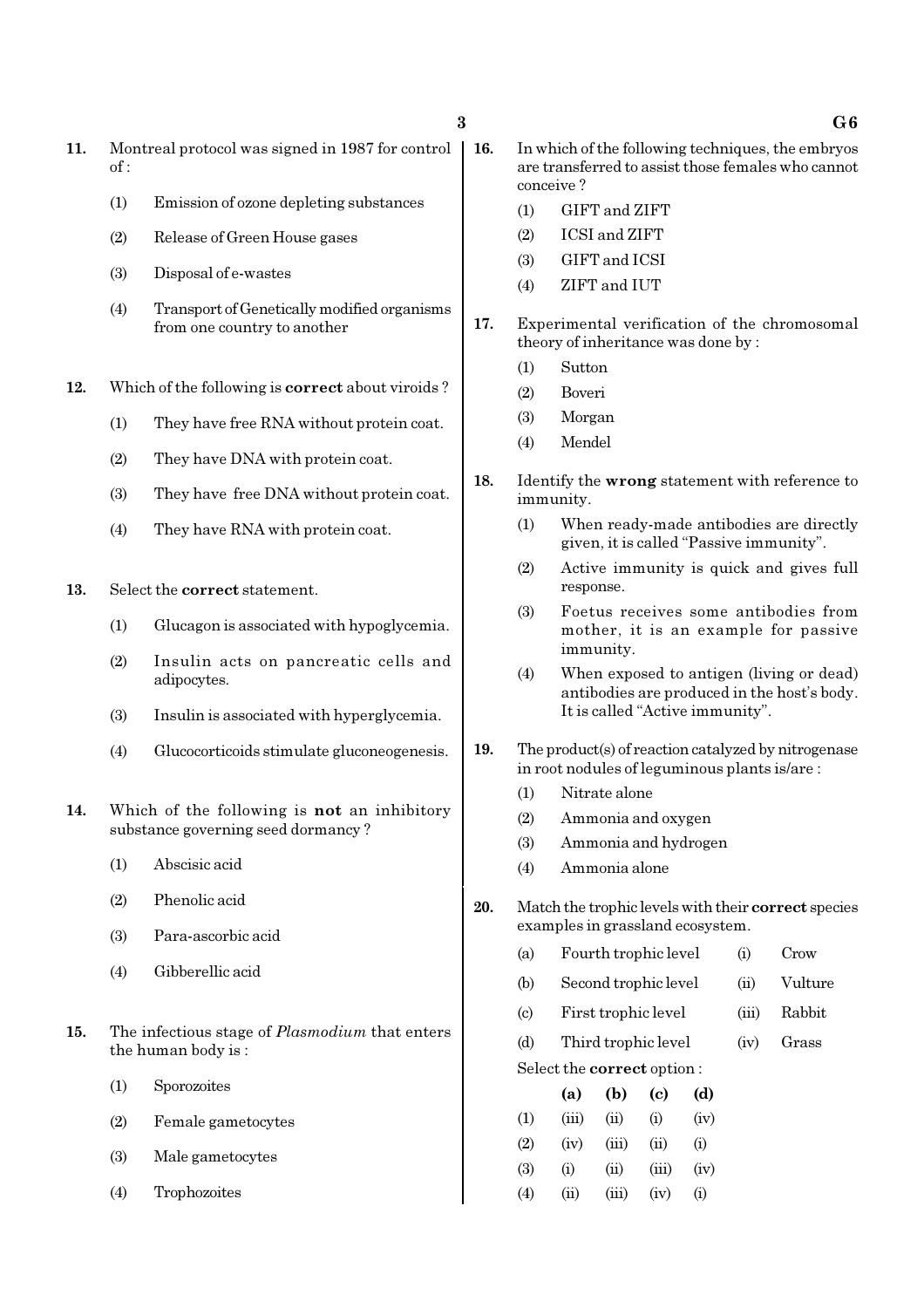11. Montreal protocol was signed in 1987 for control of :

 (1) Emission of ozone depleting substances

 (2) Release of Green House gases

 (3) Disposal of e-wastes

 (4) Transport of Genetically modified organisms from one country to another

12. Which of the following is **correct** about viroids ?

 (1) They have free RNA without protein coat.

 (2) They have DNA with protein coat.

 (3) They have free DNA without protein coat.

 (4) They have RNA with protein coat.

13. Select the **correct** statement.

 (1) Glucagon is associated with hypoglycemia.

 (2) Insulin acts on pancreatic cells and adipocytes.

 (3) Insulin is associated with hyperglycemia.

 (4) Glucocorticoids stimulate gluconeogenesis.

14. Which of the following is **not** an inhibitory substance governing seed dormancy ?

 (1) Abscisic acid

 (2) Phenolic acid

 (3) Para-ascorbic acid

 (4) Gibberellic acid

15. The infectious stage of *Plasmodium* that enters the human body is :

 (1) Sporozoites

 (2) Female gametocytes

 (3) Male gametocytes

 (4) Trophozoites

16. In which of the following techniques, the embryos are transferred to assist those females who cannot conceive ?

 (1) GIFT and ZIFT

 (2) ICSI and ZIFT

 (3) GIFT and ICSI

 (4) ZIFT and IUT

17. Experimental verification of the chromosomal theory of inheritance was done by :

 (1) Sutton

 (2) Boveri

 (3) Morgan

 (4) Mendel

18. Identify the **wrong** statement with reference to immunity.

 (1) When ready-made antibodies are directly given, it is called "Passive immunity".

 (2) Active immunity is quick and gives full response.

 (3) Foetus receives some antibodies from mother, it is an example for passive immunity.

 (4) When exposed to antigen (living or dead) antibodies are produced in the host's body. It is called "Active immunity".

19. The product(s) of reaction catalyzed by nitrogenase in root nodules of leguminous plants is/are :

 (1) Nitrate alone

 (2) Ammonia and oxygen

 (3) Ammonia and hydrogen

 (4) Ammonia alone

20. Match the trophic levels with their **correct** species examples in grassland ecosystem.

| | | | |
|---|---|---|---|
| (a) | Fourth trophic level | (i) | Crow |
| (b) | Second trophic level | (ii) | Vulture |
| (c) | First trophic level | (iii) | Rabbit |
| (d) | Third trophic level | (iv) | Grass |

Select the **correct** option :

| | (a) | (b) | (c) | (d) |
|---|---|---|---|---|
| (1) | (iii) | (ii) | (i) | (iv) |
| (2) | (iv) | (iii) | (ii) | (i) |
| (3) | (i) | (ii) | (iii) | (iv) |
| (4) | (ii) | (iii) | (iv) | (i) |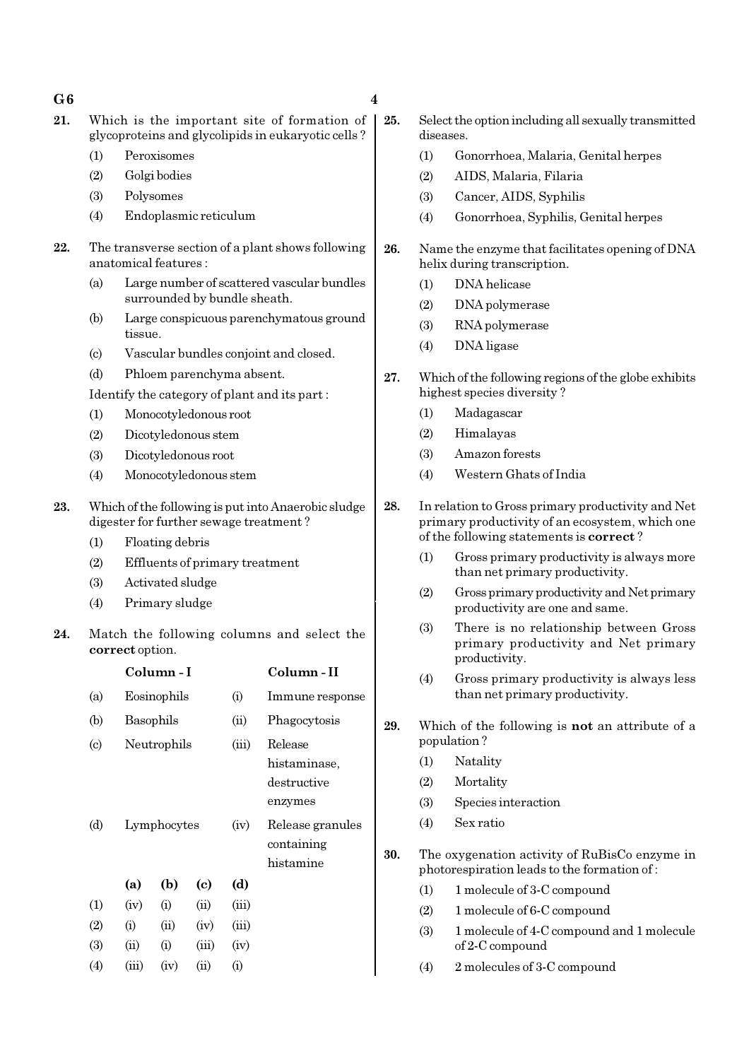21. Which is the important site of formation of glycoproteins and glycolipids in eukaryotic cells ?
    (1) Peroxisomes
    (2) Golgi bodies
    (3) Polysomes
    (4) Endoplasmic reticulum

22. The transverse section of a plant shows following anatomical features :
    (a) Large number of scattered vascular bundles surrounded by bundle sheath.
    (b) Large conspicuous parenchymatous ground tissue.
    (c) Vascular bundles conjoint and closed.
    (d) Phloem parenchyma absent.

    Identify the category of plant and its part :
    (1) Monocotyledonous root
    (2) Dicotyledonous stem
    (3) Dicotyledonous root
    (4) Monocotyledonous stem

23. Which of the following is put into Anaerobic sludge digester for further sewage treatment ?
    (1) Floating debris
    (2) Effluents of primary treatment
    (3) Activated sludge
    (4) Primary sludge

24. Match the following columns and select the **correct** option.

| | Column - I | | Column - II |
|---|---|---|---|
| (a) | Eosinophils | (i) | Immune response |
| (b) | Basophils | (ii) | Phagocytosis |
| (c) | Neutrophils | (iii) | Release histaminase, destructive enzymes |
| (d) | Lymphocytes | (iv) | Release granules containing histamine |

| | (a) | (b) | (c) | (d) |
|---|---|---|---|---|
| (1) | (iv) | (i) | (ii) | (iii) |
| (2) | (i) | (ii) | (iv) | (iii) |
| (3) | (ii) | (i) | (iii) | (iv) |
| (4) | (iii) | (iv) | (ii) | (i) |

25. Select the option including all sexually transmitted diseases.
    (1) Gonorrhoea, Malaria, Genital herpes
    (2) AIDS, Malaria, Filaria
    (3) Cancer, AIDS, Syphilis
    (4) Gonorrhoea, Syphilis, Genital herpes

26. Name the enzyme that facilitates opening of DNA helix during transcription.
    (1) DNA helicase
    (2) DNA polymerase
    (3) RNA polymerase
    (4) DNA ligase

27. Which of the following regions of the globe exhibits highest species diversity ?
    (1) Madagascar
    (2) Himalayas
    (3) Amazon forests
    (4) Western Ghats of India

28. In relation to Gross primary productivity and Net primary productivity of an ecosystem, which one of the following statements is **correct** ?
    (1) Gross primary productivity is always more than net primary productivity.
    (2) Gross primary productivity and Net primary productivity are one and same.
    (3) There is no relationship between Gross primary productivity and Net primary productivity.
    (4) Gross primary productivity is always less than net primary productivity.

29. Which of the following is **not** an attribute of a population ?
    (1) Natality
    (2) Mortality
    (3) Species interaction
    (4) Sex ratio

30. The oxygenation activity of RuBisCo enzyme in photorespiration leads to the formation of :
    (1) 1 molecule of 3-C compound
    (2) 1 molecule of 6-C compound
    (3) 1 molecule of 4-C compound and 1 molecule of 2-C compound
    (4) 2 molecules of 3-C compound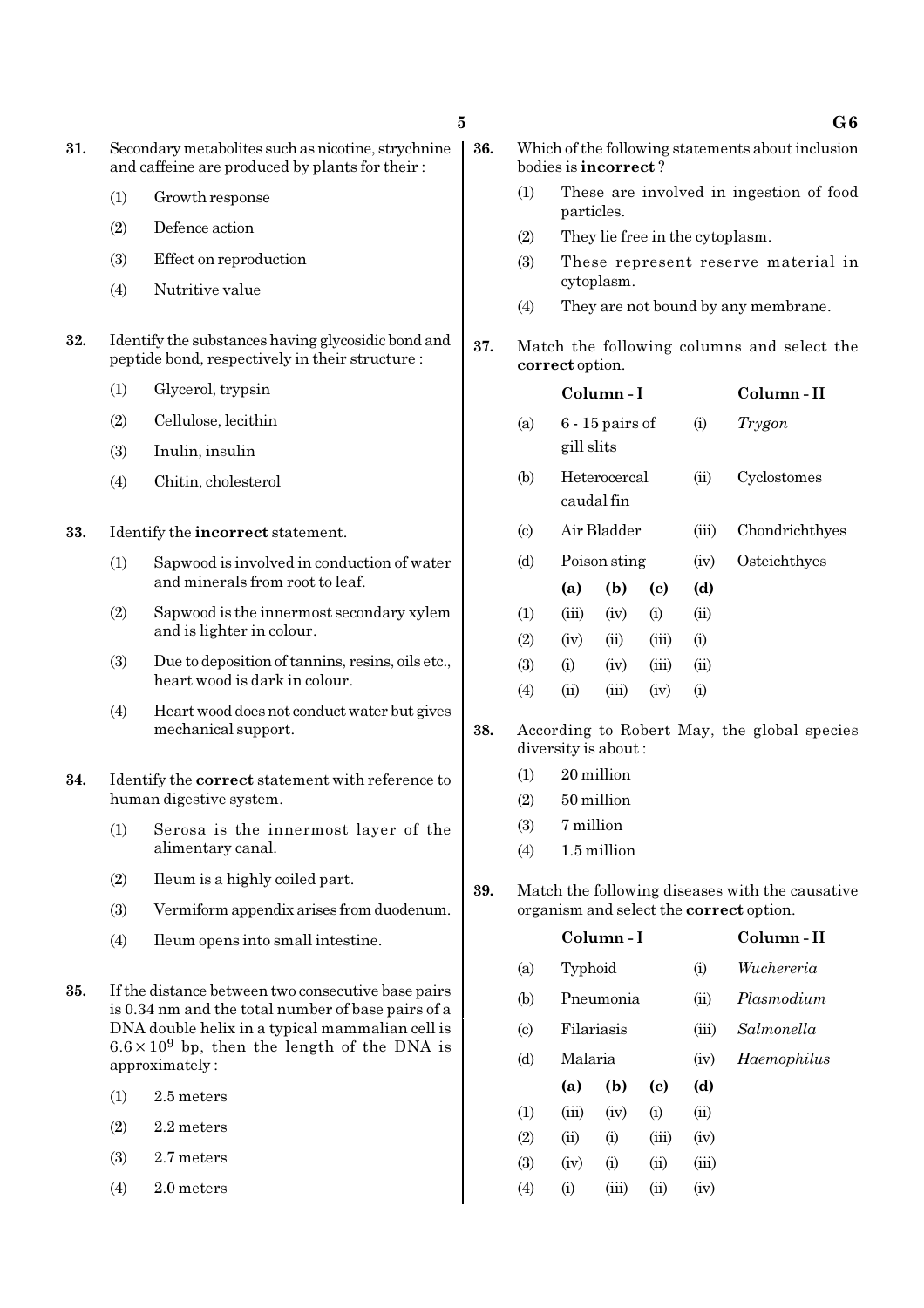**31.** Secondary metabolites such as nicotine, strychnine and caffeine are produced by plants for their :

(1) Growth response

(2) Defence action

(3) Effect on reproduction

(4) Nutritive value

**32.** Identify the substances having glycosidic bond and peptide bond, respectively in their structure :

(1) Glycerol, trypsin

(2) Cellulose, lecithin

(3) Inulin, insulin

(4) Chitin, cholesterol

**33.** Identify the **incorrect** statement.

(1) Sapwood is involved in conduction of water and minerals from root to leaf.

(2) Sapwood is the innermost secondary xylem and is lighter in colour.

(3) Due to deposition of tannins, resins, oils etc., heart wood is dark in colour.

(4) Heart wood does not conduct water but gives mechanical support.

**34.** Identify the **correct** statement with reference to human digestive system.

(1) Serosa is the innermost layer of the alimentary canal.

(2) Ileum is a highly coiled part.

(3) Vermiform appendix arises from duodenum.

(4) Ileum opens into small intestine.

**35.** If the distance between two consecutive base pairs is 0.34 nm and the total number of base pairs of a DNA double helix in a typical mammalian cell is $6.6 \times 10^9$ bp, then the length of the DNA is approximately :

(1) 2.5 meters

(2) 2.2 meters

(3) 2.7 meters

(4) 2.0 meters

**36.** Which of the following statements about inclusion bodies is **incorrect** ?

(1) These are involved in ingestion of food particles.

(2) They lie free in the cytoplasm.

(3) These represent reserve material in cytoplasm.

(4) They are not bound by any membrane.

**37.** Match the following columns and select the **correct** option.

| | Column - I | | Column - II |
|---|---|---|---|
| (a) | 6 - 15 pairs of gill slits | (i) | *Trygon* |
| (b) | Heterocercal caudal fin | (ii) | Cyclostomes |
| (c) | Air Bladder | (iii) | Chondrichthyes |
| (d) | Poison sting | (iv) | Osteichthyes |

| | (a) | (b) | (c) | (d) |
|---|---|---|---|---|
| (1) | (iii) | (iv) | (i) | (ii) |
| (2) | (iv) | (ii) | (iii) | (i) |
| (3) | (i) | (iv) | (iii) | (ii) |
| (4) | (ii) | (iii) | (iv) | (i) |

**38.** According to Robert May, the global species diversity is about :

(1) 20 million

(2) 50 million

(3) 7 million

(4) 1.5 million

**39.** Match the following diseases with the causative organism and select the **correct** option.

| | Column - I | | Column - II |
|---|---|---|---|
| (a) | Typhoid | (i) | *Wuchereria* |
| (b) | Pneumonia | (ii) | *Plasmodium* |
| (c) | Filariasis | (iii) | *Salmonella* |
| (d) | Malaria | (iv) | *Haemophilus* |

| | (a) | (b) | (c) | (d) |
|---|---|---|---|---|
| (1) | (iii) | (iv) | (i) | (ii) |
| (2) | (ii) | (i) | (iii) | (iv) |
| (3) | (iv) | (i) | (ii) | (iii) |
| (4) | (i) | (iii) | (ii) | (iv) |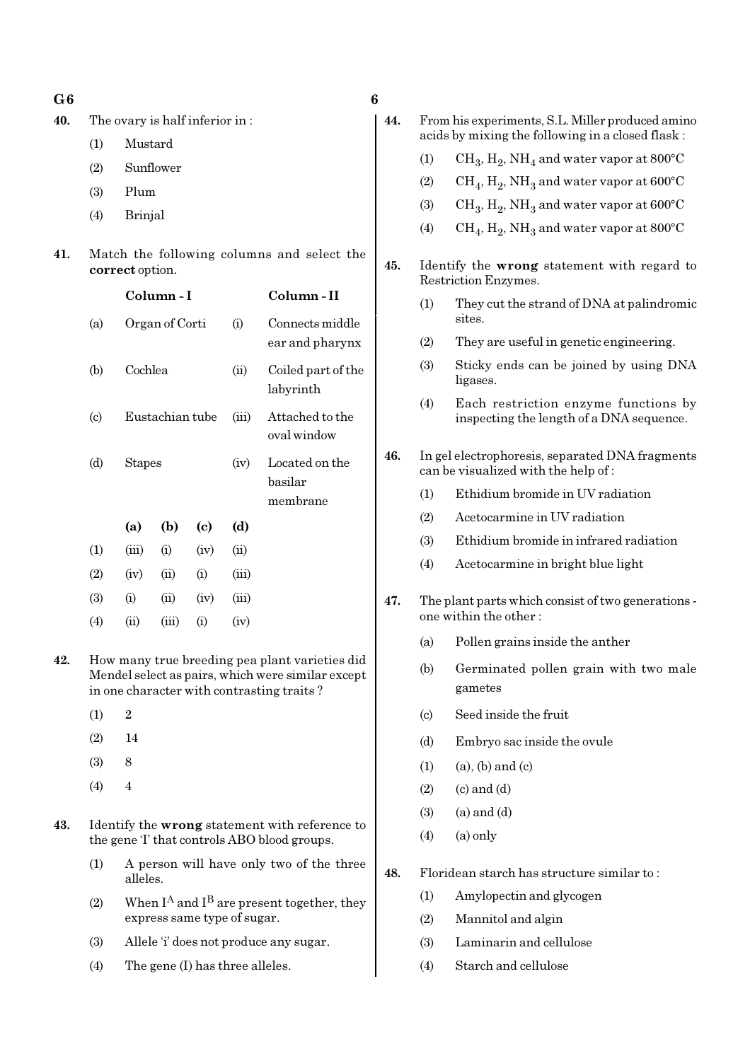**40.** The ovary is half inferior in :

(1) Mustard

(2) Sunflower

(3) Plum

(4) Brinjal

**41.** Match the following columns and select the **correct** option.

| | Column - I | | Column - II |
|---|---|---|---|
| (a) | Organ of Corti | (i) | Connects middle ear and pharynx |
| (b) | Cochlea | (ii) | Coiled part of the labyrinth |
| (c) | Eustachian tube | (iii) | Attached to the oval window |
| (d) | Stapes | (iv) | Located on the basilar membrane |

| | (a) | (b) | (c) | (d) |
|---|---|---|---|---|
| (1) | (iii) | (i) | (iv) | (ii) |
| (2) | (iv) | (ii) | (i) | (iii) |
| (3) | (i) | (ii) | (iv) | (iii) |
| (4) | (ii) | (iii) | (i) | (iv) |

**42.** How many true breeding pea plant varieties did Mendel select as pairs, which were similar except in one character with contrasting traits ?

(1) 2

(2) 14

(3) 8

(4) 4

**43.** Identify the **wrong** statement with reference to the gene 'I' that controls ABO blood groups.

(1) A person will have only two of the three alleles.

(2) When $I^A$ and $I^B$ are present together, they express same type of sugar.

(3) Allele 'i' does not produce any sugar.

(4) The gene (I) has three alleles.

**44.** From his experiments, S.L. Miller produced amino acids by mixing the following in a closed flask :

(1) $CH_3$, $H_2$, $NH_4$ and water vapor at 800°C

(2) $CH_4$, $H_2$, $NH_3$ and water vapor at 600°C

(3) $CH_3$, $H_2$, $NH_3$ and water vapor at 600°C

(4) $CH_4$, $H_2$, $NH_3$ and water vapor at 800°C

**45.** Identify the **wrong** statement with regard to Restriction Enzymes.

(1) They cut the strand of DNA at palindromic sites.

(2) They are useful in genetic engineering.

(3) Sticky ends can be joined by using DNA ligases.

(4) Each restriction enzyme functions by inspecting the length of a DNA sequence.

**46.** In gel electrophoresis, separated DNA fragments can be visualized with the help of :

(1) Ethidium bromide in UV radiation

(2) Acetocarmine in UV radiation

(3) Ethidium bromide in infrared radiation

(4) Acetocarmine in bright blue light

**47.** The plant parts which consist of two generations - one within the other :

(a) Pollen grains inside the anther

(b) Germinated pollen grain with two male gametes

(c) Seed inside the fruit

(d) Embryo sac inside the ovule

(1) (a), (b) and (c)

(2) (c) and (d)

(3) (a) and (d)

(4) (a) only

**48.** Floridean starch has structure similar to :

(1) Amylopectin and glycogen

(2) Mannitol and algin

(3) Laminarin and cellulose

(4) Starch and cellulose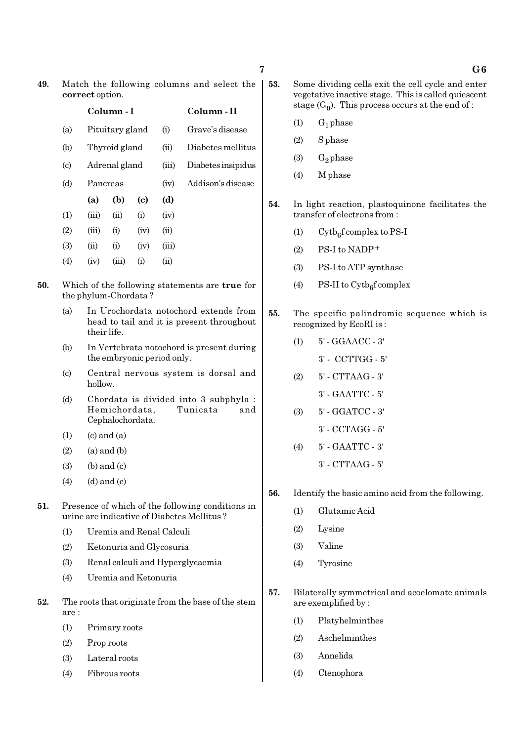**49.** Match the following columns and select the **correct** option.

| | Column - I | | Column - II |
|---|---|---|---|
| (a) | Pituitary gland | (i) | Grave's disease |
| (b) | Thyroid gland | (ii) | Diabetes mellitus |
| (c) | Adrenal gland | (iii) | Diabetes insipidus |
| (d) | Pancreas | (iv) | Addison's disease |

| | (a) | (b) | (c) | (d) |
|---|---|---|---|---|
| (1) | (iii) | (ii) | (i) | (iv) |
| (2) | (iii) | (i) | (iv) | (ii) |
| (3) | (ii) | (i) | (iv) | (iii) |
| (4) | (iv) | (iii) | (i) | (ii) |

**50.** Which of the following statements are **true** for the phylum-Chordata ?

(a) In Urochordata notochord extends from head to tail and it is present throughout their life.

(b) In Vertebrata notochord is present during the embryonic period only.

(c) Central nervous system is dorsal and hollow.

(d) Chordata is divided into 3 subphyla : Hemichordata, Tunicata and Cephalochordata.

(1) (c) and (a)

(2) (a) and (b)

(3) (b) and (c)

(4) (d) and (c)

**51.** Presence of which of the following conditions in urine are indicative of Diabetes Mellitus ?

(1) Uremia and Renal Calculi

(2) Ketonuria and Glycosuria

(3) Renal calculi and Hyperglycaemia

(4) Uremia and Ketonuria

**52.** The roots that originate from the base of the stem are :

(1) Primary roots

(2) Prop roots

(3) Lateral roots

(4) Fibrous roots

**53.** Some dividing cells exit the cell cycle and enter vegetative inactive stage. This is called quiescent stage ($G_0$). This process occurs at the end of :

(1) $G_1$ phase

(2) S phase

(3) $G_2$ phase

(4) M phase

**54.** In light reaction, plastoquinone facilitates the transfer of electrons from :

(1) $Cytb_6f$ complex to PS-I

(2) PS-I to $NADP^+$

(3) PS-I to ATP synthase

(4) PS-II to $Cytb_6f$ complex

**55.** The specific palindromic sequence which is recognized by EcoRI is :

(1) 5' - GGAACC - 3'
3' - CCTTGG - 5'

(2) 5' - CTTAAG - 3'
3' - GAATTC - 5'

(3) 5' - GGATCC - 3'
3' - CCTAGG - 5'

(4) 5' - GAATTC - 3'
3' - CTTAAG - 5'

**56.** Identify the basic amino acid from the following.

(1) Glutamic Acid

(2) Lysine

(3) Valine

(4) Tyrosine

**57.** Bilaterally symmetrical and acoelomate animals are exemplified by :

(1) Platyhelminthes

(2) Aschelminthes

(3) Annelida

(4) Ctenophora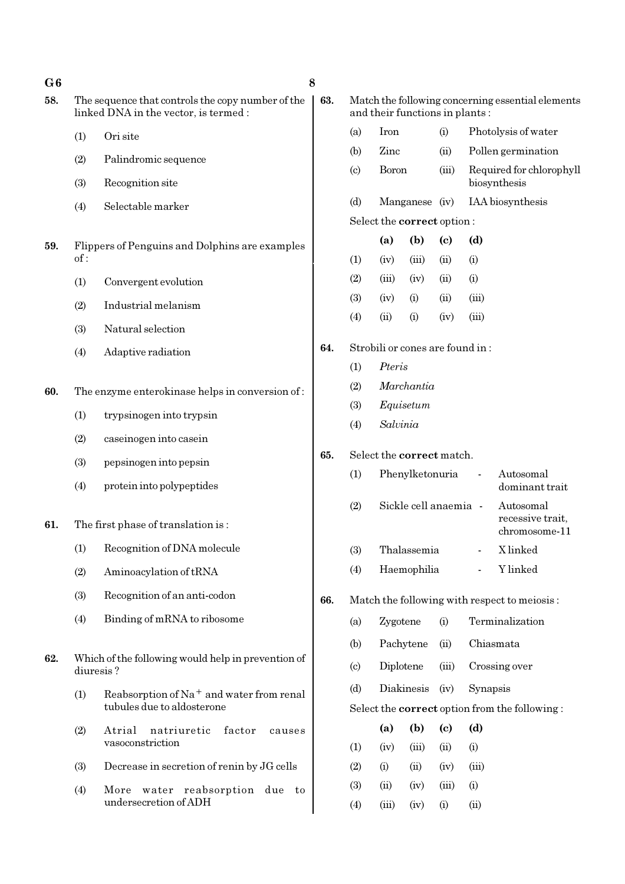58. The sequence that controls the copy number of the linked DNA in the vector, is termed :

(1) Ori site

(2) Palindromic sequence

(3) Recognition site

(4) Selectable marker

59. Flippers of Penguins and Dolphins are examples of :

(1) Convergent evolution

(2) Industrial melanism

(3) Natural selection

(4) Adaptive radiation

60. The enzyme enterokinase helps in conversion of :

(1) trypsinogen into trypsin

(2) caseinogen into casein

(3) pepsinogen into pepsin

(4) protein into polypeptides

61. The first phase of translation is :

(1) Recognition of DNA molecule

(2) Aminoacylation of tRNA

(3) Recognition of an anti-codon

(4) Binding of mRNA to ribosome

62. Which of the following would help in prevention of diuresis ?

(1) Reabsorption of $Na^+$ and water from renal tubules due to aldosterone

(2) Atrial natriuretic factor causes vasoconstriction

(3) Decrease in secretion of renin by JG cells

(4) More water reabsorption due to undersecretion of ADH

63. Match the following concerning essential elements and their functions in plants :

| | | | |
|---|---|---|---|
| (a) | Iron | (i) | Photolysis of water |
| (b) | Zinc | (ii) | Pollen germination |
| (c) | Boron | (iii) | Required for chlorophyll biosynthesis |
| (d) | Manganese | (iv) | IAA biosynthesis |

Select the **correct** option :

| | (a) | (b) | (c) | (d) |
|---|---|---|---|---|
| (1) | (iv) | (iii) | (ii) | (i) |
| (2) | (iii) | (iv) | (ii) | (i) |
| (3) | (iv) | (i) | (ii) | (iii) |
| (4) | (ii) | (i) | (iv) | (iii) |

64. Strobili or cones are found in :

(1) *Pteris*

(2) *Marchantia*

(3) *Equisetum*

(4) *Salvinia*

65. Select the **correct** match.

(1) Phenylketonuria - Autosomal dominant trait

(2) Sickle cell anaemia - Autosomal recessive trait, chromosome-11

(3) Thalassemia - X linked

(4) Haemophilia - Y linked

66. Match the following with respect to meiosis :

| | | | |
|---|---|---|---|
| (a) | Zygotene | (i) | Terminalization |
| (b) | Pachytene | (ii) | Chiasmata |
| (c) | Diplotene | (iii) | Crossing over |
| (d) | Diakinesis | (iv) | Synapsis |

Select the **correct** option from the following :

| | (a) | (b) | (c) | (d) |
|---|---|---|---|---|
| (1) | (iv) | (iii) | (ii) | (i) |
| (2) | (i) | (ii) | (iv) | (iii) |
| (3) | (ii) | (iv) | (iii) | (i) |
| (4) | (iii) | (iv) | (i) | (ii) |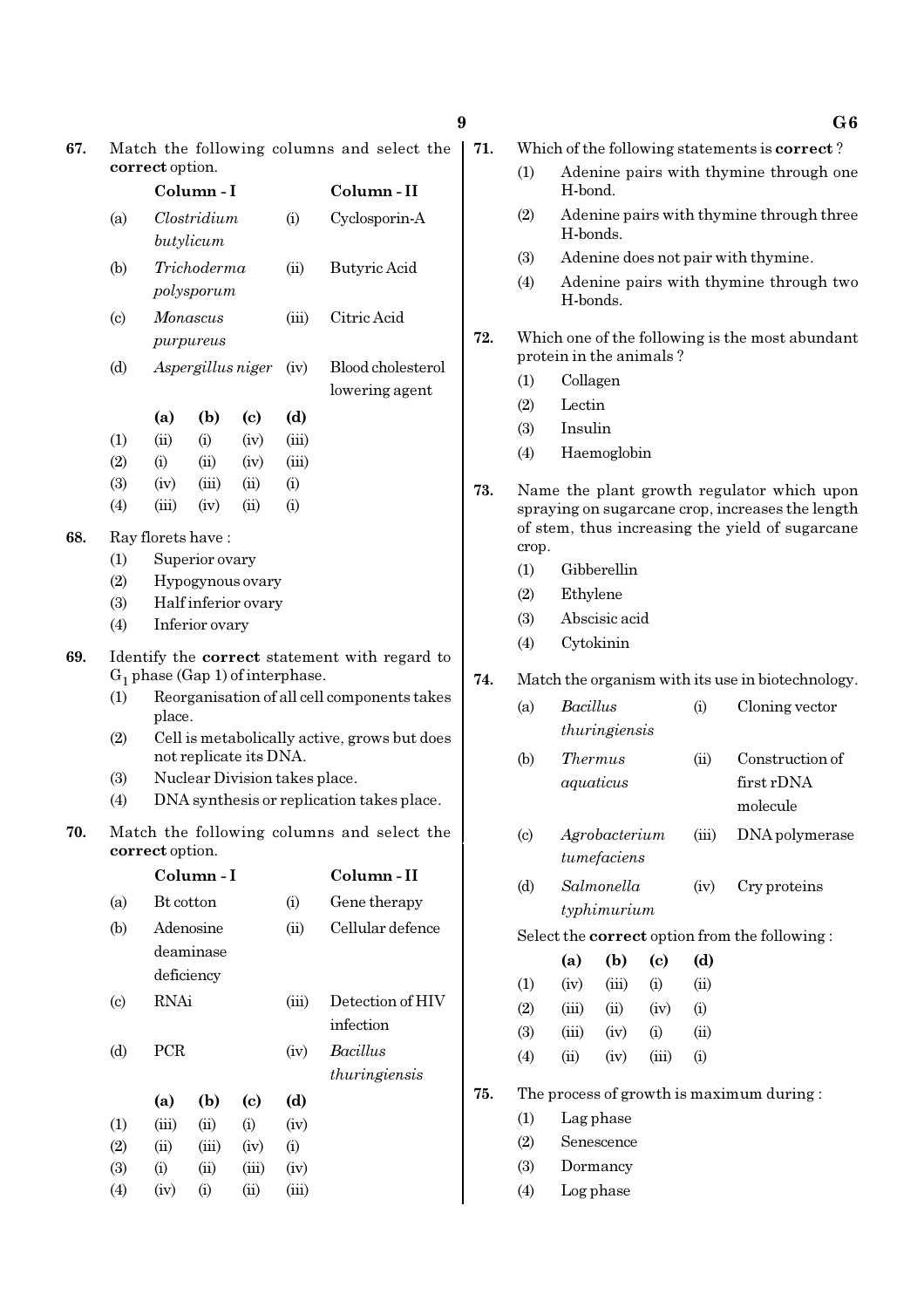**67.** Match the following columns and select the **correct** option.

| | Column - I | | Column - II |
|---|---|---|---|
| (a) | *Clostridium butylicum* | (i) | Cyclosporin-A |
| (b) | *Trichoderma polysporum* | (ii) | Butyric Acid |
| (c) | *Monascus purpureus* | (iii) | Citric Acid |
| (d) | *Aspergillus niger* | (iv) | Blood cholesterol lowering agent |

| | (a) | (b) | (c) | (d) |
|---|---|---|---|---|
| (1) | (ii) | (i) | (iv) | (iii) |
| (2) | (i) | (ii) | (iv) | (iii) |
| (3) | (iv) | (iii) | (ii) | (i) |
| (4) | (iii) | (iv) | (ii) | (i) |

**68.** Ray florets have :

(1) Superior ovary
(2) Hypogynous ovary
(3) Half inferior ovary
(4) Inferior ovary

**69.** Identify the **correct** statement with regard to $G_1$ phase (Gap 1) of interphase.

(1) Reorganisation of all cell components takes place.
(2) Cell is metabolically active, grows but does not replicate its DNA.
(3) Nuclear Division takes place.
(4) DNA synthesis or replication takes place.

**70.** Match the following columns and select the **correct** option.

| | Column - I | | Column - II |
|---|---|---|---|
| (a) | Bt cotton | (i) | Gene therapy |
| (b) | Adenosine deaminase deficiency | (ii) | Cellular defence |
| (c) | RNAi | (iii) | Detection of HIV infection |
| (d) | PCR | (iv) | *Bacillus thuringiensis* |

| | (a) | (b) | (c) | (d) |
|---|---|---|---|---|
| (1) | (iii) | (ii) | (i) | (iv) |
| (2) | (ii) | (iii) | (iv) | (i) |
| (3) | (i) | (ii) | (iii) | (iv) |
| (4) | (iv) | (i) | (ii) | (iii) |

**71.** Which of the following statements is **correct** ?

(1) Adenine pairs with thymine through one H-bond.
(2) Adenine pairs with thymine through three H-bonds.
(3) Adenine does not pair with thymine.
(4) Adenine pairs with thymine through two H-bonds.

**72.** Which one of the following is the most abundant protein in the animals ?

(1) Collagen
(2) Lectin
(3) Insulin
(4) Haemoglobin

**73.** Name the plant growth regulator which upon spraying on sugarcane crop, increases the length of stem, thus increasing the yield of sugarcane crop.

(1) Gibberellin
(2) Ethylene
(3) Abscisic acid
(4) Cytokinin

**74.** Match the organism with its use in biotechnology.

| | | | |
|---|---|---|---|
| (a) | *Bacillus thuringiensis* | (i) | Cloning vector |
| (b) | *Thermus aquaticus* | (ii) | Construction of first rDNA molecule |
| (c) | *Agrobacterium tumefaciens* | (iii) | DNA polymerase |
| (d) | *Salmonella typhimurium* | (iv) | Cry proteins |

Select the **correct** option from the following :

| | (a) | (b) | (c) | (d) |
|---|---|---|---|---|
| (1) | (iv) | (iii) | (i) | (ii) |
| (2) | (iii) | (ii) | (iv) | (i) |
| (3) | (iii) | (iv) | (i) | (ii) |
| (4) | (ii) | (iv) | (iii) | (i) |

**75.** The process of growth is maximum during :

(1) Lag phase
(2) Senescence
(3) Dormancy
(4) Log phase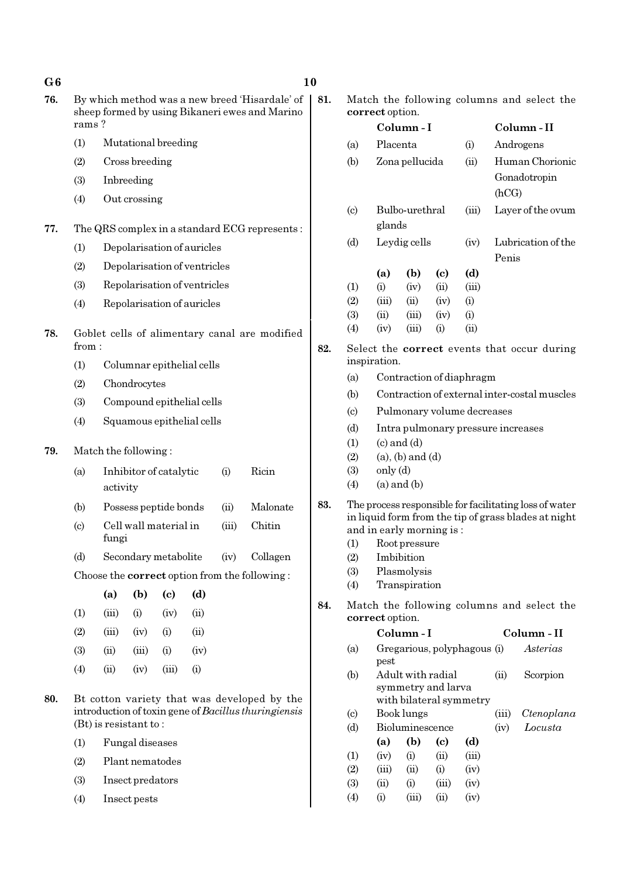76. By which method was a new breed 'Hisardale' of sheep formed by using Bikaneri ewes and Marino rams ?

(1) Mutational breeding
(2) Cross breeding
(3) Inbreeding
(4) Out crossing

77. The QRS complex in a standard ECG represents :

(1) Depolarisation of auricles
(2) Depolarisation of ventricles
(3) Repolarisation of ventricles
(4) Repolarisation of auricles

78. Goblet cells of alimentary canal are modified from :

(1) Columnar epithelial cells
(2) Chondrocytes
(3) Compound epithelial cells
(4) Squamous epithelial cells

79. Match the following :

| | | | |
|---|---|---|---|
| (a) | Inhibitor of catalytic activity | (i) | Ricin |
| (b) | Possess peptide bonds | (ii) | Malonate |
| (c) | Cell wall material in fungi | (iii) | Chitin |
| (d) | Secondary metabolite | (iv) | Collagen |

Choose the **correct** option from the following :

| | (a) | (b) | (c) | (d) |
|---|---|---|---|---|
| (1) | (iii) | (i) | (iv) | (ii) |
| (2) | (iii) | (iv) | (i) | (ii) |
| (3) | (ii) | (iii) | (i) | (iv) |
| (4) | (ii) | (iv) | (iii) | (i) |

80. Bt cotton variety that was developed by the introduction of toxin gene of *Bacillus thuringiensis* (Bt) is resistant to :

(1) Fungal diseases
(2) Plant nematodes
(3) Insect predators
(4) Insect pests

81. Match the following columns and select the **correct** option.

| | Column - I | | Column - II |
|---|---|---|---|
| (a) | Placenta | (i) | Androgens |
| (b) | Zona pellucida | (ii) | Human Chorionic Gonadotropin (hCG) |
| (c) | Bulbo-urethral glands | (iii) | Layer of the ovum |
| (d) | Leydig cells | (iv) | Lubrication of the Penis |

| | (a) | (b) | (c) | (d) |
|---|---|---|---|---|
| (1) | (i) | (iv) | (ii) | (iii) |
| (2) | (iii) | (ii) | (iv) | (i) |
| (3) | (ii) | (iii) | (iv) | (i) |
| (4) | (iv) | (iii) | (i) | (ii) |

82. Select the **correct** events that occur during inspiration.

(a) Contraction of diaphragm
(b) Contraction of external inter-costal muscles
(c) Pulmonary volume decreases
(d) Intra pulmonary pressure increases

(1) (c) and (d)
(2) (a), (b) and (d)
(3) only (d)
(4) (a) and (b)

83. The process responsible for facilitating loss of water in liquid form from the tip of grass blades at night and in early morning is :

(1) Root pressure
(2) Imbibition
(3) Plasmolysis
(4) Transpiration

84. Match the following columns and select the **correct** option.

| | Column - I | | Column - II |
|---|---|---|---|
| (a) | Gregarious, polyphagous pest | (i) | *Asterias* |
| (b) | Adult with radial symmetry and larva with bilateral symmetry | (ii) | Scorpion |
| (c) | Book lungs | (iii) | *Ctenoplana* |
| (d) | Bioluminescence | (iv) | *Locusta* |

| | (a) | (b) | (c) | (d) |
|---|---|---|---|---|
| (1) | (iv) | (i) | (ii) | (iii) |
| (2) | (iii) | (ii) | (i) | (iv) |
| (3) | (ii) | (i) | (iii) | (iv) |
| (4) | (i) | (iii) | (ii) | (iv) |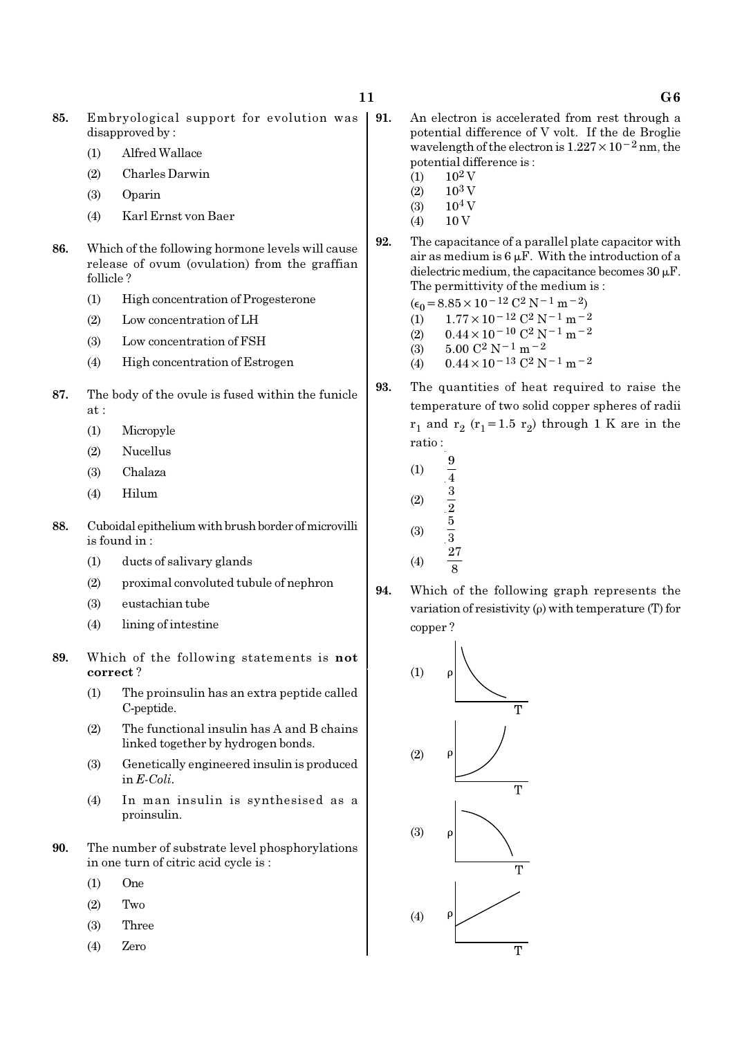**85.** Embryological support for evolution was disapproved by :

(1) Alfred Wallace

(2) Charles Darwin

(3) Oparin

(4) Karl Ernst von Baer

**86.** Which of the following hormone levels will cause release of ovum (ovulation) from the graffian follicle ?

(1) High concentration of Progesterone

(2) Low concentration of LH

(3) Low concentration of FSH

(4) High concentration of Estrogen

**87.** The body of the ovule is fused within the funicle at :

(1) Micropyle

(2) Nucellus

(3) Chalaza

(4) Hilum

**88.** Cuboidal epithelium with brush border of microvilli is found in :

(1) ducts of salivary glands

(2) proximal convoluted tubule of nephron

(3) eustachian tube

(4) lining of intestine

**89.** Which of the following statements is **not correct** ?

(1) The proinsulin has an extra peptide called C-peptide.

(2) The functional insulin has A and B chains linked together by hydrogen bonds.

(3) Genetically engineered insulin is produced in *E-Coli*.

(4) In man insulin is synthesised as a proinsulin.

**90.** The number of substrate level phosphorylations in one turn of citric acid cycle is :

(1) One

(2) Two

(3) Three

(4) Zero

**91.** An electron is accelerated from rest through a potential difference of V volt. If the de Broglie wavelength of the electron is $1.227 \times 10^{-2}$ nm, the potential difference is :

(1) $10^2$ V

(2) $10^3$ V

(3) $10^4$ V

(4) 10 V

**92.** The capacitance of a parallel plate capacitor with air as medium is 6 $\mu$F. With the introduction of a dielectric medium, the capacitance becomes 30 $\mu$F. The permittivity of the medium is :

($\epsilon_0 = 8.85 \times 10^{-12}$ $C^2 N^{-1} m^{-2}$)

(1) $1.77 \times 10^{-12}$ $C^2 N^{-1} m^{-2}$

(2) $0.44 \times 10^{-10}$ $C^2 N^{-1} m^{-2}$

(3) $5.00$ $C^2 N^{-1} m^{-2}$

(4) $0.44 \times 10^{-13}$ $C^2 N^{-1} m^{-2}$

**93.** The quantities of heat required to raise the temperature of two solid copper spheres of radii $r_1$ and $r_2$ ($r_1 = 1.5\ r_2$) through 1 K are in the ratio :

(1) $\frac{9}{4}$

(2) $\frac{3}{2}$

(3) $\frac{5}{3}$

(4) $\frac{27}{8}$

**94.** Which of the following graph represents the variation of resistivity ($\rho$) with temperature (T) for copper ?

(1) [Graph: $\rho$ vs T, decreasing concave-up curve]

(2) [Graph: $\rho$ vs T, increasing concave-up curve]

(3) [Graph: $\rho$ vs T, decreasing concave-down curve]

(4) [Graph: $\rho$ vs T, straight line increasing with positive intercept]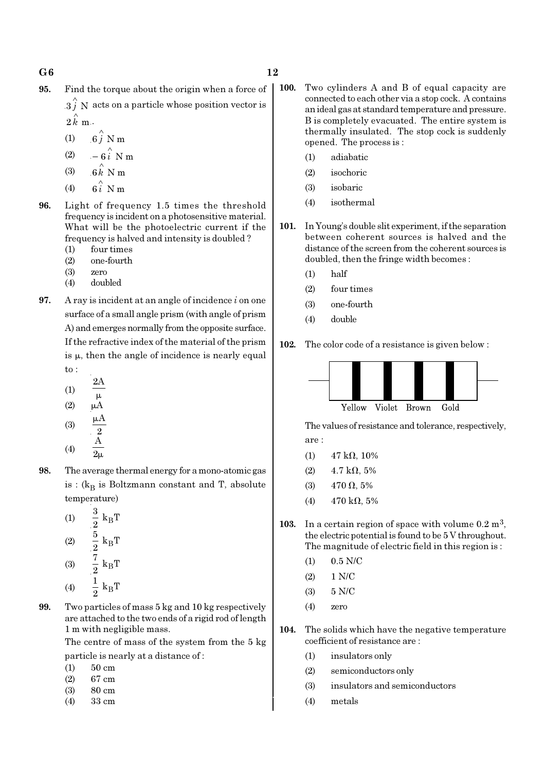95. Find the torque about the origin when a force of $3\hat{j}$ N acts on a particle whose position vector is $2\hat{k}$ m.

    (1) $6\hat{j}$ N m
    (2) $-6\hat{i}$ N m
    (3) $6\hat{k}$ N m
    (4) $6\hat{i}$ N m

96. Light of frequency 1.5 times the threshold frequency is incident on a photosensitive material. What will be the photoelectric current if the frequency is halved and intensity is doubled ?

    (1) four times
    (2) one-fourth
    (3) zero
    (4) doubled

97. A ray is incident at an angle of incidence $i$ on one surface of a small angle prism (with angle of prism A) and emerges normally from the opposite surface. If the refractive index of the material of the prism is $\mu$, then the angle of incidence is nearly equal to :

    (1) $\frac{2A}{\mu}$
    (2) $\mu A$
    (3) $\frac{\mu A}{2}$
    (4) $\frac{A}{2\mu}$

98. The average thermal energy for a mono-atomic gas is : ($k_B$ is Boltzmann constant and T, absolute temperature)

    (1) $\frac{3}{2} k_B T$
    (2) $\frac{5}{2} k_B T$
    (3) $\frac{7}{2} k_B T$
    (4) $\frac{1}{2} k_B T$

99. Two particles of mass 5 kg and 10 kg respectively are attached to the two ends of a rigid rod of length 1 m with negligible mass.

    The centre of mass of the system from the 5 kg particle is nearly at a distance of :

    (1) 50 cm
    (2) 67 cm
    (3) 80 cm
    (4) 33 cm

100. Two cylinders A and B of equal capacity are connected to each other via a stop cock. A contains an ideal gas at standard temperature and pressure. B is completely evacuated. The entire system is thermally insulated. The stop cock is suddenly opened. The process is :

    (1) adiabatic
    (2) isochoric
    (3) isobaric
    (4) isothermal

101. In Young's double slit experiment, if the separation between coherent sources is halved and the distance of the screen from the coherent sources is doubled, then the fringe width becomes :

    (1) half
    (2) four times
    (3) one-fourth
    (4) double

102. The color code of a resistance is given below :

    Yellow Violet Brown Gold

    The values of resistance and tolerance, respectively, are :

    (1) 47 kΩ, 10%
    (2) 4.7 kΩ, 5%
    (3) 470 Ω, 5%
    (4) 470 kΩ, 5%

103. In a certain region of space with volume 0.2 $m^3$, the electric potential is found to be 5 V throughout. The magnitude of electric field in this region is :

    (1) 0.5 N/C
    (2) 1 N/C
    (3) 5 N/C
    (4) zero

104. The solids which have the negative temperature coefficient of resistance are :

    (1) insulators only
    (2) semiconductors only
    (3) insulators and semiconductors
    (4) metals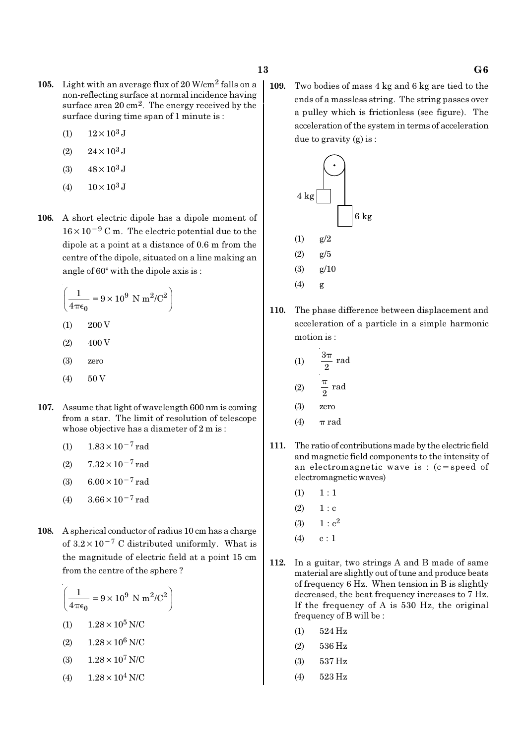**105.** Light with an average flux of 20 $W/cm^2$ falls on a non-reflecting surface at normal incidence having surface area 20 $cm^2$. The energy received by the surface during time span of 1 minute is :

(1) $12 \times 10^3$ J

(2) $24 \times 10^3$ J

(3) $48 \times 10^3$ J

(4) $10 \times 10^3$ J

**106.** A short electric dipole has a dipole moment of $16 \times 10^{-9}$ C m. The electric potential due to the dipole at a point at a distance of 0.6 m from the centre of the dipole, situated on a line making an angle of 60° with the dipole axis is :

$$\left(\frac{1}{4\pi\epsilon_0} = 9 \times 10^9 \text{ N m}^2/\text{C}^2\right)$$

(1) 200 V

(2) 400 V

(3) zero

(4) 50 V

**107.** Assume that light of wavelength 600 nm is coming from a star. The limit of resolution of telescope whose objective has a diameter of 2 m is :

(1) $1.83 \times 10^{-7}$ rad

(2) $7.32 \times 10^{-7}$ rad

(3) $6.00 \times 10^{-7}$ rad

(4) $3.66 \times 10^{-7}$ rad

**108.** A spherical conductor of radius 10 cm has a charge of $3.2 \times 10^{-7}$ C distributed uniformly. What is the magnitude of electric field at a point 15 cm from the centre of the sphere ?

$$\left(\frac{1}{4\pi\epsilon_0} = 9 \times 10^9 \text{ N m}^2/\text{C}^2\right)$$

(1) $1.28 \times 10^5$ N/C

(2) $1.28 \times 10^6$ N/C

(3) $1.28 \times 10^7$ N/C

(4) $1.28 \times 10^4$ N/C

**109.** Two bodies of mass 4 kg and 6 kg are tied to the ends of a massless string. The string passes over a pulley which is frictionless (see figure). The acceleration of the system in terms of acceleration due to gravity (g) is :

(1) g/2

(2) g/5

(3) g/10

(4) g

**110.** The phase difference between displacement and acceleration of a particle in a simple harmonic motion is :

(1) $\frac{3\pi}{2}$ rad

(2) $\frac{\pi}{2}$ rad

(3) zero

(4) $\pi$ rad

**111.** The ratio of contributions made by the electric field and magnetic field components to the intensity of an electromagnetic wave is : (c = speed of electromagnetic waves)

(1) 1 : 1

(2) 1 : c

(3) 1 : $c^2$

(4) c : 1

**112.** In a guitar, two strings A and B made of same material are slightly out of tune and produce beats of frequency 6 Hz. When tension in B is slightly decreased, the beat frequency increases to 7 Hz. If the frequency of A is 530 Hz, the original frequency of B will be :

(1) 524 Hz

(2) 536 Hz

(3) 537 Hz

(4) 523 Hz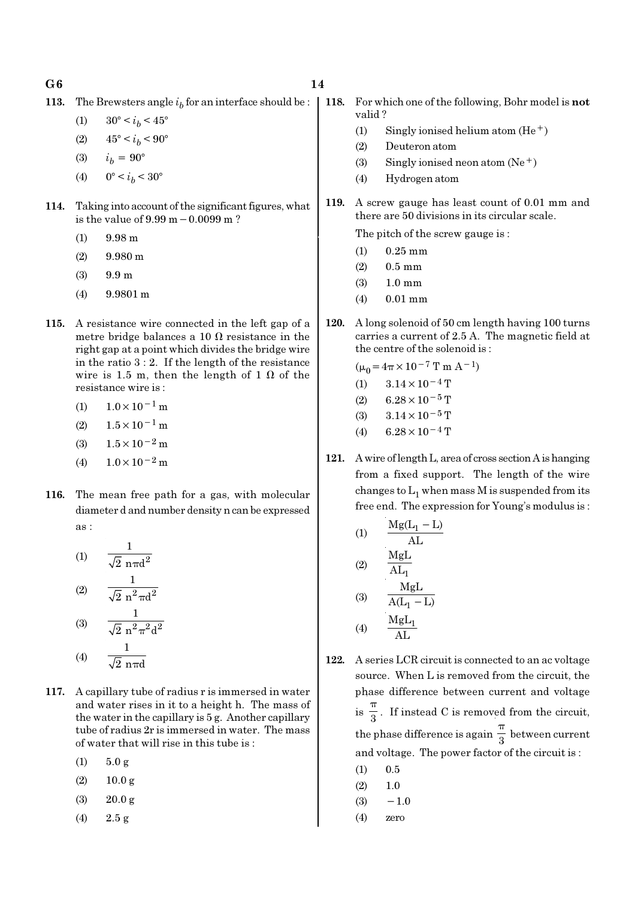**113.** The Brewsters angle $i_b$ for an interface should be :

(1) $30° < i_b < 45°$

(2) $45° < i_b < 90°$

(3) $i_b = 90°$

(4) $0° < i_b < 30°$

**114.** Taking into account of the significant figures, what is the value of 9.99 m − 0.0099 m ?

(1) 9.98 m

(2) 9.980 m

(3) 9.9 m

(4) 9.9801 m

**115.** A resistance wire connected in the left gap of a metre bridge balances a 10 Ω resistance in the right gap at a point which divides the bridge wire in the ratio 3 : 2. If the length of the resistance wire is 1.5 m, then the length of 1 Ω of the resistance wire is :

(1) $1.0 \times 10^{-1}$ m

(2) $1.5 \times 10^{-1}$ m

(3) $1.5 \times 10^{-2}$ m

(4) $1.0 \times 10^{-2}$ m

**116.** The mean free path for a gas, with molecular diameter d and number density n can be expressed as :

(1) $\frac{1}{\sqrt{2}\, n\pi d^2}$

(2) $\frac{1}{\sqrt{2}\, n^2\pi d^2}$

(3) $\frac{1}{\sqrt{2}\, n^2\pi^2 d^2}$

(4) $\frac{1}{\sqrt{2}\, n\pi d}$

**117.** A capillary tube of radius r is immersed in water and water rises in it to a height h. The mass of the water in the capillary is 5 g. Another capillary tube of radius 2r is immersed in water. The mass of water that will rise in this tube is :

(1) 5.0 g

(2) 10.0 g

(3) 20.0 g

(4) 2.5 g

**118.** For which one of the following, Bohr model is **not** valid ?

(1) Singly ionised helium atom ($He^+$)

(2) Deuteron atom

(3) Singly ionised neon atom ($Ne^+$)

(4) Hydrogen atom

**119.** A screw gauge has least count of 0.01 mm and there are 50 divisions in its circular scale.

The pitch of the screw gauge is :

(1) 0.25 mm

(2) 0.5 mm

(3) 1.0 mm

(4) 0.01 mm

**120.** A long solenoid of 50 cm length having 100 turns carries a current of 2.5 A. The magnetic field at the centre of the solenoid is :

($\mu_0 = 4\pi \times 10^{-7}$ T m $A^{-1}$)

(1) $3.14 \times 10^{-4}$ T

(2) $6.28 \times 10^{-5}$ T

(3) $3.14 \times 10^{-5}$ T

(4) $6.28 \times 10^{-4}$ T

**121.** A wire of length L, area of cross section A is hanging from a fixed support. The length of the wire changes to $L_1$ when mass M is suspended from its free end. The expression for Young's modulus is :

(1) $\frac{Mg(L_1 - L)}{AL}$

(2) $\frac{MgL}{AL_1}$

(3) $\frac{MgL}{A(L_1 - L)}$

(4) $\frac{MgL_1}{AL}$

**122.** A series LCR circuit is connected to an ac voltage source. When L is removed from the circuit, the phase difference between current and voltage is $\frac{\pi}{3}$. If instead C is removed from the circuit, the phase difference is again $\frac{\pi}{3}$ between current and voltage. The power factor of the circuit is :

(1) 0.5

(2) 1.0

(3) −1.0

(4) zero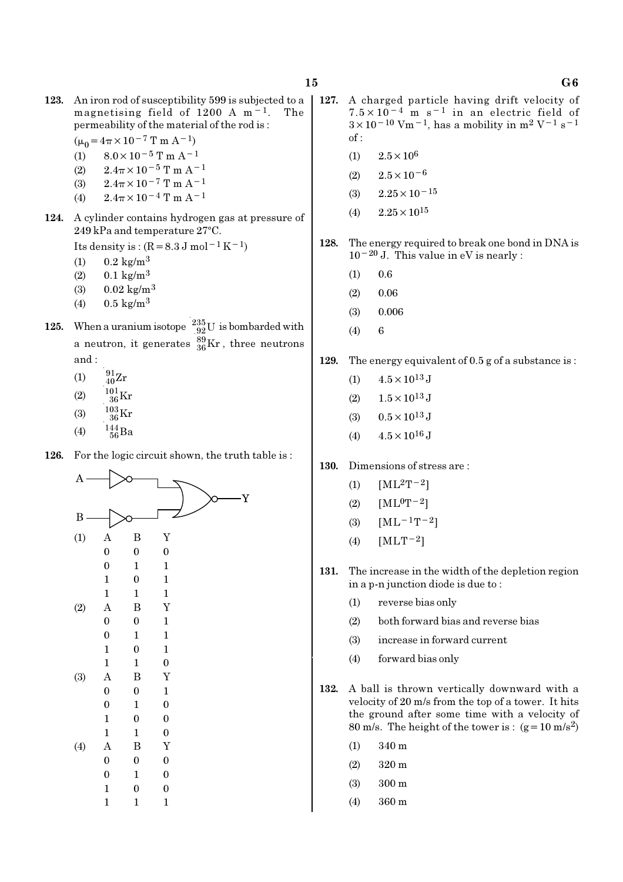**123.** An iron rod of susceptibility 599 is subjected to a magnetising field of 1200 A $m^{-1}$. The permeability of the material of the rod is :

($\mu_0 = 4\pi \times 10^{-7}$ T m $A^{-1}$)

(1) $8.0 \times 10^{-5}$ T m $A^{-1}$
(2) $2.4\pi \times 10^{-5}$ T m $A^{-1}$
(3) $2.4\pi \times 10^{-7}$ T m $A^{-1}$
(4) $2.4\pi \times 10^{-4}$ T m $A^{-1}$

**124.** A cylinder contains hydrogen gas at pressure of 249 kPa and temperature 27°C.

Its density is : ($R = 8.3$ J $mol^{-1}$ $K^{-1}$)

(1) 0.2 $kg/m^3$
(2) 0.1 $kg/m^3$
(3) 0.02 $kg/m^3$
(4) 0.5 $kg/m^3$

**125.** When a uranium isotope $^{235}_{92}U$ is bombarded with a neutron, it generates $^{89}_{36}Kr$, three neutrons and :

(1) $^{91}_{40}Zr$
(2) $^{101}_{36}Kr$
(3) $^{103}_{36}Kr$
(4) $^{144}_{56}Ba$

**126.** For the logic circuit shown, the truth table is :

(1)

| A | B | Y |
|---|---|---|
| 0 | 0 | 0 |
| 0 | 1 | 1 |
| 1 | 0 | 1 |
| 1 | 1 | 1 |

(2)

| A | B | Y |
|---|---|---|
| 0 | 0 | 1 |
| 0 | 1 | 1 |
| 1 | 0 | 1 |
| 1 | 1 | 0 |

(3)

| A | B | Y |
|---|---|---|
| 0 | 0 | 1 |
| 0 | 1 | 0 |
| 1 | 0 | 0 |
| 1 | 1 | 0 |

(4)

| A | B | Y |
|---|---|---|
| 0 | 0 | 0 |
| 0 | 1 | 0 |
| 1 | 0 | 0 |
| 1 | 1 | 1 |

**127.** A charged particle having drift velocity of $7.5 \times 10^{-4}$ m $s^{-1}$ in an electric field of $3 \times 10^{-10}$ $Vm^{-1}$, has a mobility in $m^2$ $V^{-1}$ $s^{-1}$ of :

(1) $2.5 \times 10^{6}$
(2) $2.5 \times 10^{-6}$
(3) $2.25 \times 10^{-15}$
(4) $2.25 \times 10^{15}$

**128.** The energy required to break one bond in DNA is $10^{-20}$ J. This value in eV is nearly :

(1) 0.6
(2) 0.06
(3) 0.006
(4) 6

**129.** The energy equivalent of 0.5 g of a substance is :

(1) $4.5 \times 10^{13}$ J
(2) $1.5 \times 10^{13}$ J
(3) $0.5 \times 10^{13}$ J
(4) $4.5 \times 10^{16}$ J

**130.** Dimensions of stress are :

(1) $[ML^2T^{-2}]$
(2) $[ML^0T^{-2}]$
(3) $[ML^{-1}T^{-2}]$
(4) $[MLT^{-2}]$

**131.** The increase in the width of the depletion region in a p-n junction diode is due to :

(1) reverse bias only
(2) both forward bias and reverse bias
(3) increase in forward current
(4) forward bias only

**132.** A ball is thrown vertically downward with a velocity of 20 m/s from the top of a tower. It hits the ground after some time with a velocity of 80 m/s. The height of the tower is : ($g = 10$ $m/s^2$)

(1) 340 m
(2) 320 m
(3) 300 m
(4) 360 m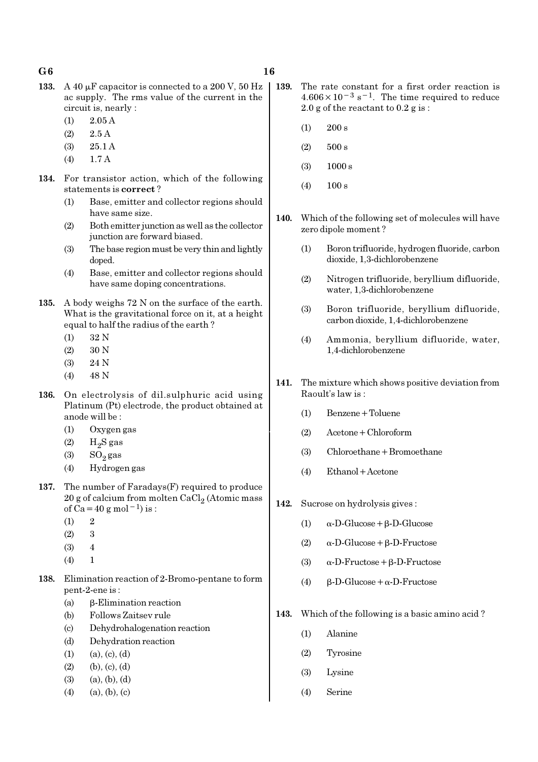**133.** A 40 $\mu$F capacitor is connected to a 200 V, 50 Hz ac supply. The rms value of the current in the circuit is, nearly :

(1) 2.05 A
(2) 2.5 A
(3) 25.1 A
(4) 1.7 A

**134.** For transistor action, which of the following statements is **correct** ?

(1) Base, emitter and collector regions should have same size.
(2) Both emitter junction as well as the collector junction are forward biased.
(3) The base region must be very thin and lightly doped.
(4) Base, emitter and collector regions should have same doping concentrations.

**135.** A body weighs 72 N on the surface of the earth. What is the gravitational force on it, at a height equal to half the radius of the earth ?

(1) 32 N
(2) 30 N
(3) 24 N
(4) 48 N

**136.** On electrolysis of dil.sulphuric acid using Platinum (Pt) electrode, the product obtained at anode will be :

(1) Oxygen gas
(2) $H_2S$ gas
(3) $SO_2$ gas
(4) Hydrogen gas

**137.** The number of Faradays(F) required to produce 20 g of calcium from molten $CaCl_2$ (Atomic mass of Ca = 40 g mol$^{-1}$) is :

(1) 2
(2) 3
(3) 4
(4) 1

**138.** Elimination reaction of 2-Bromo-pentane to form pent-2-ene is :

(a) $\beta$-Elimination reaction
(b) Follows Zaitsev rule
(c) Dehydrohalogenation reaction
(d) Dehydration reaction

(1) (a), (c), (d)
(2) (b), (c), (d)
(3) (a), (b), (d)
(4) (a), (b), (c)

**139.** The rate constant for a first order reaction is $4.606 \times 10^{-3}\ s^{-1}$. The time required to reduce 2.0 g of the reactant to 0.2 g is :

(1) 200 s
(2) 500 s
(3) 1000 s
(4) 100 s

**140.** Which of the following set of molecules will have zero dipole moment ?

(1) Boron trifluoride, hydrogen fluoride, carbon dioxide, 1,3-dichlorobenzene
(2) Nitrogen trifluoride, beryllium difluoride, water, 1,3-dichlorobenzene
(3) Boron trifluoride, beryllium difluoride, carbon dioxide, 1,4-dichlorobenzene
(4) Ammonia, beryllium difluoride, water, 1,4-dichlorobenzene

**141.** The mixture which shows positive deviation from Raoult's law is :

(1) Benzene + Toluene
(2) Acetone + Chloroform
(3) Chloroethane + Bromoethane
(4) Ethanol + Acetone

**142.** Sucrose on hydrolysis gives :

(1) $\alpha$-D-Glucose + $\beta$-D-Glucose
(2) $\alpha$-D-Glucose + $\beta$-D-Fructose
(3) $\alpha$-D-Fructose + $\beta$-D-Fructose
(4) $\beta$-D-Glucose + $\alpha$-D-Fructose

**143.** Which of the following is a basic amino acid ?

(1) Alanine
(2) Tyrosine
(3) Lysine
(4) Serine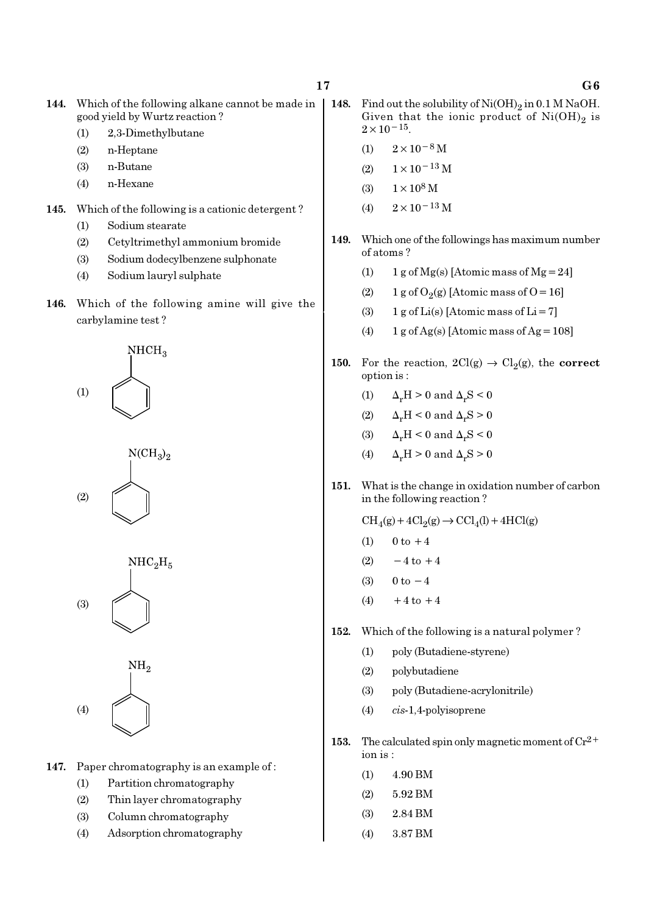**144.** Which of the following alkane cannot be made in good yield by Wurtz reaction ?

(1) 2,3-Dimethylbutane
(2) n-Heptane
(3) n-Butane
(4) n-Hexane

**145.** Which of the following is a cationic detergent ?

(1) Sodium stearate
(2) Cetyltrimethyl ammonium bromide
(3) Sodium dodecylbenzene sulphonate
(4) Sodium lauryl sulphate

**146.** Which of the following amine will give the carbylamine test ?

(1) $NHCH_3$ (attached to benzene ring)

(2) $N(CH_3)_2$ (attached to benzene ring)

(3) $NHC_2H_5$ (attached to benzene ring)

(4) $NH_2$ (attached to benzene ring)

**147.** Paper chromatography is an example of :

(1) Partition chromatography
(2) Thin layer chromatography
(3) Column chromatography
(4) Adsorption chromatography

**148.** Find out the solubility of $Ni(OH)_2$ in 0.1 M NaOH. Given that the ionic product of $Ni(OH)_2$ is $2 \times 10^{-15}$.

(1) $2 \times 10^{-8}$ M
(2) $1 \times 10^{-13}$ M
(3) $1 \times 10^{8}$ M
(4) $2 \times 10^{-13}$ M

**149.** Which one of the followings has maximum number of atoms ?

(1) 1 g of Mg(s) [Atomic mass of Mg = 24]
(2) 1 g of $O_2$(g) [Atomic mass of O = 16]
(3) 1 g of Li(s) [Atomic mass of Li = 7]
(4) 1 g of Ag(s) [Atomic mass of Ag = 108]

**150.** For the reaction, $2Cl(g) \rightarrow Cl_2(g)$, the **correct** option is :

(1) $\Delta_r H > 0$ and $\Delta_r S < 0$
(2) $\Delta_r H < 0$ and $\Delta_r S > 0$
(3) $\Delta_r H < 0$ and $\Delta_r S < 0$
(4) $\Delta_r H > 0$ and $\Delta_r S > 0$

**151.** What is the change in oxidation number of carbon in the following reaction ?

$$CH_4(g) + 4Cl_2(g) \rightarrow CCl_4(l) + 4HCl(g)$$

(1) 0 to +4
(2) −4 to +4
(3) 0 to −4
(4) +4 to +4

**152.** Which of the following is a natural polymer ?

(1) poly (Butadiene-styrene)
(2) polybutadiene
(3) poly (Butadiene-acrylonitrile)
(4) *cis*-1,4-polyisoprene

**153.** The calculated spin only magnetic moment of $Cr^{2+}$ ion is :

(1) 4.90 BM
(2) 5.92 BM
(3) 2.84 BM
(4) 3.87 BM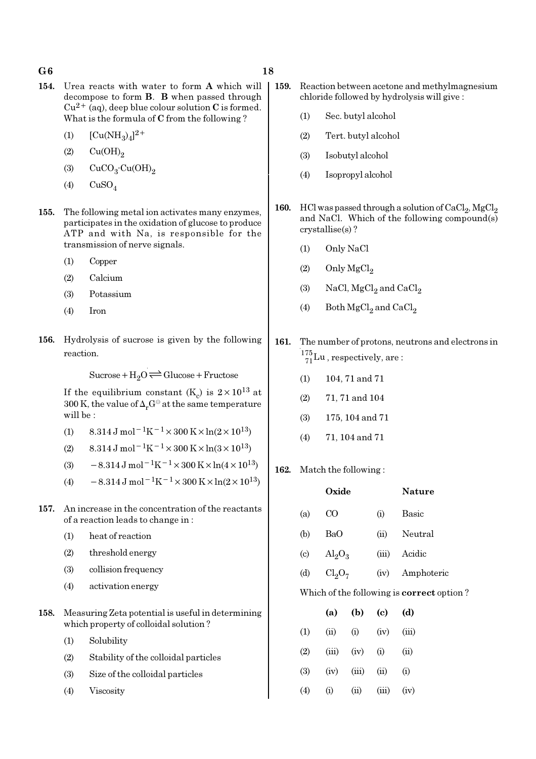**154.** Urea reacts with water to form **A** which will decompose to form **B**. **B** when passed through $Cu^{2+}$ (aq), deep blue colour solution **C** is formed. What is the formula of **C** from the following ?

(1) $[Cu(NH_3)_4]^{2+}$

(2) $Cu(OH)_2$

(3) $CuCO_3 \cdot Cu(OH)_2$

(4) $CuSO_4$

**155.** The following metal ion activates many enzymes, participates in the oxidation of glucose to produce ATP and with Na, is responsible for the transmission of nerve signals.

(1) Copper

(2) Calcium

(3) Potassium

(4) Iron

**156.** Hydrolysis of sucrose is given by the following reaction.

$$\text{Sucrose} + H_2O \rightleftharpoons \text{Glucose} + \text{Fructose}$$

If the equilibrium constant ($K_c$) is $2 \times 10^{13}$ at 300 K, the value of $\Delta_r G^{\ominus}$ at the same temperature will be :

(1) $8.314\,\text{J mol}^{-1}\text{K}^{-1} \times 300\,\text{K} \times \ln(2 \times 10^{13})$

(2) $8.314\,\text{J mol}^{-1}\text{K}^{-1} \times 300\,\text{K} \times \ln(3 \times 10^{13})$

(3) $-8.314\,\text{J mol}^{-1}\text{K}^{-1} \times 300\,\text{K} \times \ln(4 \times 10^{13})$

(4) $-8.314\,\text{J mol}^{-1}\text{K}^{-1} \times 300\,\text{K} \times \ln(2 \times 10^{13})$

**157.** An increase in the concentration of the reactants of a reaction leads to change in :

(1) heat of reaction

(2) threshold energy

(3) collision frequency

(4) activation energy

**158.** Measuring Zeta potential is useful in determining which property of colloidal solution ?

(1) Solubility

(2) Stability of the colloidal particles

(3) Size of the colloidal particles

(4) Viscosity

**159.** Reaction between acetone and methylmagnesium chloride followed by hydrolysis will give :

(1) Sec. butyl alcohol

(2) Tert. butyl alcohol

(3) Isobutyl alcohol

(4) Isopropyl alcohol

**160.** HCl was passed through a solution of $CaCl_2$, $MgCl_2$ and NaCl. Which of the following compound(s) crystallise(s) ?

(1) Only NaCl

(2) Only $MgCl_2$

(3) NaCl, $MgCl_2$ and $CaCl_2$

(4) Both $MgCl_2$ and $CaCl_2$

**161.** The number of protons, neutrons and electrons in $^{175}_{71}Lu$, respectively, are :

(1) 104, 71 and 71

(2) 71, 71 and 104

(3) 175, 104 and 71

(4) 71, 104 and 71

**162.** Match the following :

| | Oxide | | Nature |
|---|---|---|---|
| (a) | CO | (i) | Basic |
| (b) | BaO | (ii) | Neutral |
| (c) | $Al_2O_3$ | (iii) | Acidic |
| (d) | $Cl_2O_7$ | (iv) | Amphoteric |

Which of the following is **correct** option ?

| | (a) | (b) | (c) | (d) |
|---|---|---|---|---|
| (1) | (ii) | (i) | (iv) | (iii) |
| (2) | (iii) | (iv) | (i) | (ii) |
| (3) | (iv) | (iii) | (ii) | (i) |
| (4) | (i) | (ii) | (iii) | (iv) |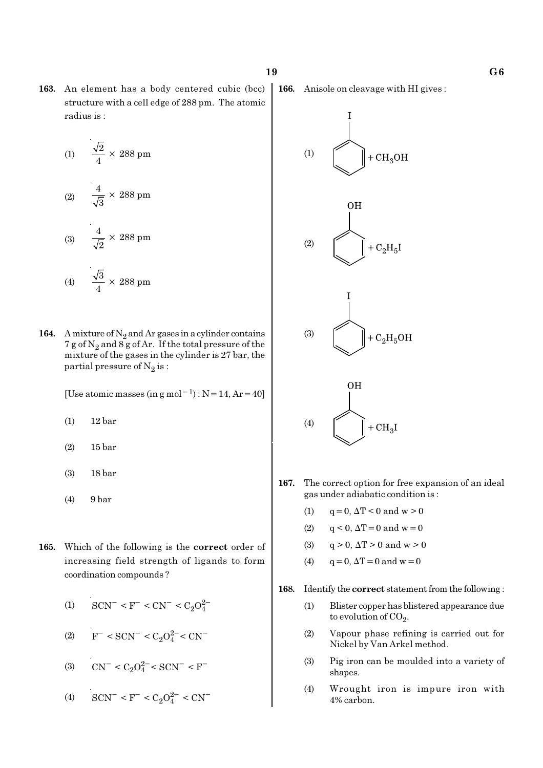**163.** An element has a body centered cubic (bcc) structure with a cell edge of 288 pm. The atomic radius is :

(1) $\frac{\sqrt{2}}{4} \times 288$ pm

(2) $\frac{4}{\sqrt{3}} \times 288$ pm

(3) $\frac{4}{\sqrt{2}} \times 288$ pm

(4) $\frac{\sqrt{3}}{4} \times 288$ pm

**164.** A mixture of $N_2$ and Ar gases in a cylinder contains 7 g of $N_2$ and 8 g of Ar. If the total pressure of the mixture of the gases in the cylinder is 27 bar, the partial pressure of $N_2$ is :

[Use atomic masses (in g $mol^{-1}$) : N = 14, Ar = 40]

(1) 12 bar

(2) 15 bar

(3) 18 bar

(4) 9 bar

**165.** Which of the following is the **correct** order of increasing field strength of ligands to form coordination compounds ?

(1) $SCN^- < F^- < CN^- < C_2O_4^{2-}$

(2) $F^- < SCN^- < C_2O_4^{2-} < CN^-$

(3) $CN^- < C_2O_4^{2-} < SCN^- < F^-$

(4) $SCN^- < F^- < C_2O_4^{2-} < CN^-$

**166.** Anisole on cleavage with HI gives :

(1) Iodobenzene $+ CH_3OH$

(2) Phenol $+ C_2H_5I$

(3) Iodobenzene $+ C_2H_5OH$

(4) Phenol $+ CH_3I$

**167.** The correct option for free expansion of an ideal gas under adiabatic condition is :

(1) $q = 0, \Delta T < 0$ and $w > 0$

(2) $q < 0, \Delta T = 0$ and $w = 0$

(3) $q > 0, \Delta T > 0$ and $w > 0$

(4) $q = 0, \Delta T = 0$ and $w = 0$

**168.** Identify the **correct** statement from the following :

(1) Blister copper has blistered appearance due to evolution of $CO_2$.

(2) Vapour phase refining is carried out for Nickel by Van Arkel method.

(3) Pig iron can be moulded into a variety of shapes.

(4) Wrought iron is impure iron with 4% carbon.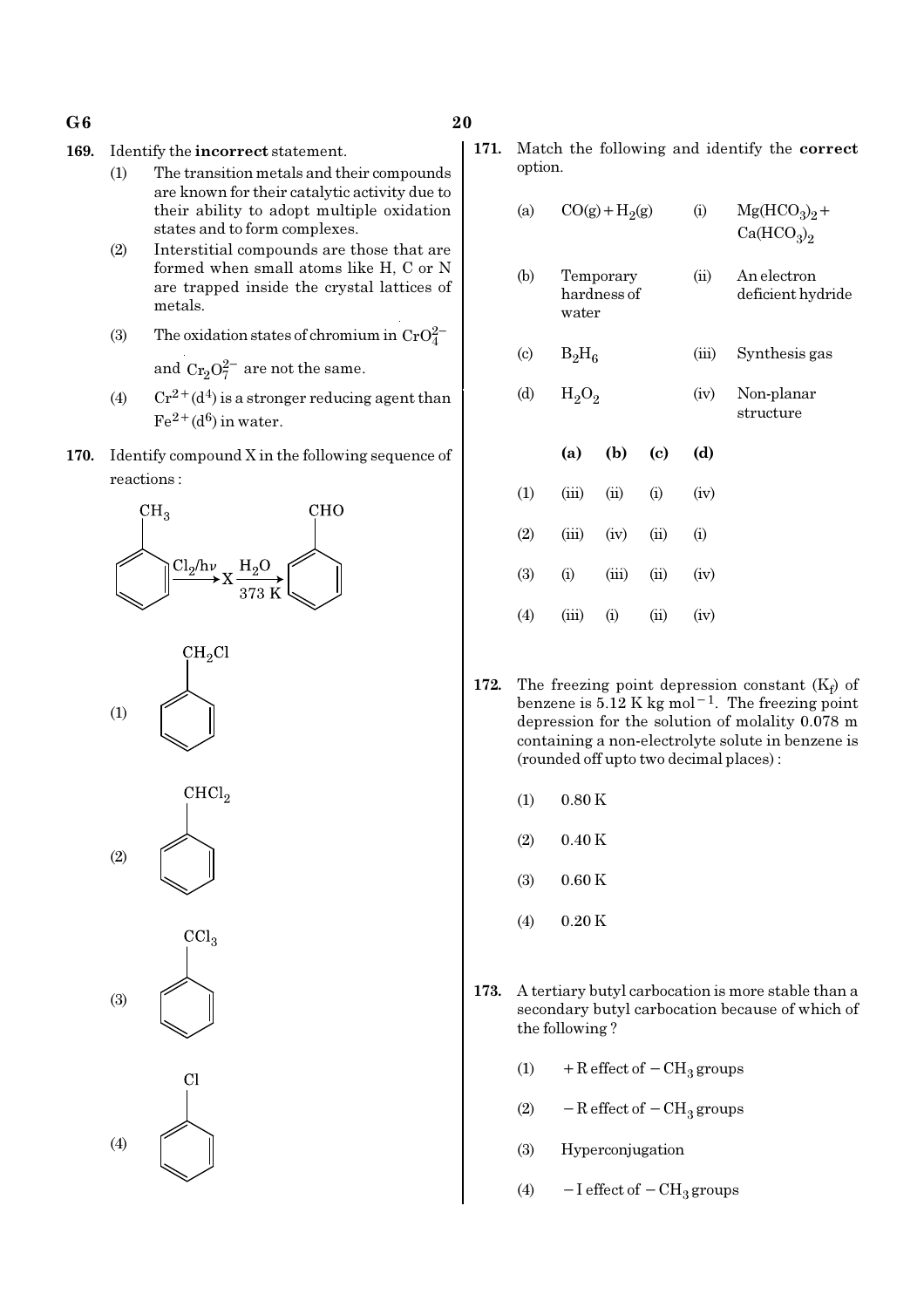169. Identify the **incorrect** statement.

(1) The transition metals and their compounds are known for their catalytic activity due to their ability to adopt multiple oxidation states and to form complexes.

(2) Interstitial compounds are those that are formed when small atoms like H, C or N are trapped inside the crystal lattices of metals.

(3) The oxidation states of chromium in $CrO_4^{2-}$ and $Cr_2O_7^{2-}$ are not the same.

(4) $Cr^{2+}(d^4)$ is a stronger reducing agent than $Fe^{2+}(d^6)$ in water.

170. Identify compound X in the following sequence of reactions :

Toluene ($C_6H_5CH_3$) $\xrightarrow{Cl_2/h\nu}$ X $\xrightarrow[373\ K]{H_2O}$ Benzaldehyde ($C_6H_5CHO$)

(1) $C_6H_5CH_2Cl$

(2) $C_6H_5CHCl_2$

(3) $C_6H_5CCl_3$

(4) $C_6H_5Cl$

171. Match the following and identify the **correct** option.

| | | | |
|---|---|---|---|
| (a) | $CO(g) + H_2(g)$ | (i) | $Mg(HCO_3)_2 + Ca(HCO_3)_2$ |
| (b) | Temporary hardness of water | (ii) | An electron deficient hydride |
| (c) | $B_2H_6$ | (iii) | Synthesis gas |
| (d) | $H_2O_2$ | (iv) | Non-planar structure |

| | (a) | (b) | (c) | (d) |
|---|---|---|---|---|
| (1) | (iii) | (ii) | (i) | (iv) |
| (2) | (iii) | (iv) | (ii) | (i) |
| (3) | (i) | (iii) | (ii) | (iv) |
| (4) | (iii) | (i) | (ii) | (iv) |

172. The freezing point depression constant ($K_f$) of benzene is 5.12 K kg mol$^{-1}$. The freezing point depression for the solution of molality 0.078 m containing a non-electrolyte solute in benzene is (rounded off upto two decimal places) :

(1) 0.80 K

(2) 0.40 K

(3) 0.60 K

(4) 0.20 K

173. A tertiary butyl carbocation is more stable than a secondary butyl carbocation because of which of the following ?

(1) +R effect of $-CH_3$ groups

(2) −R effect of $-CH_3$ groups

(3) Hyperconjugation

(4) −I effect of $-CH_3$ groups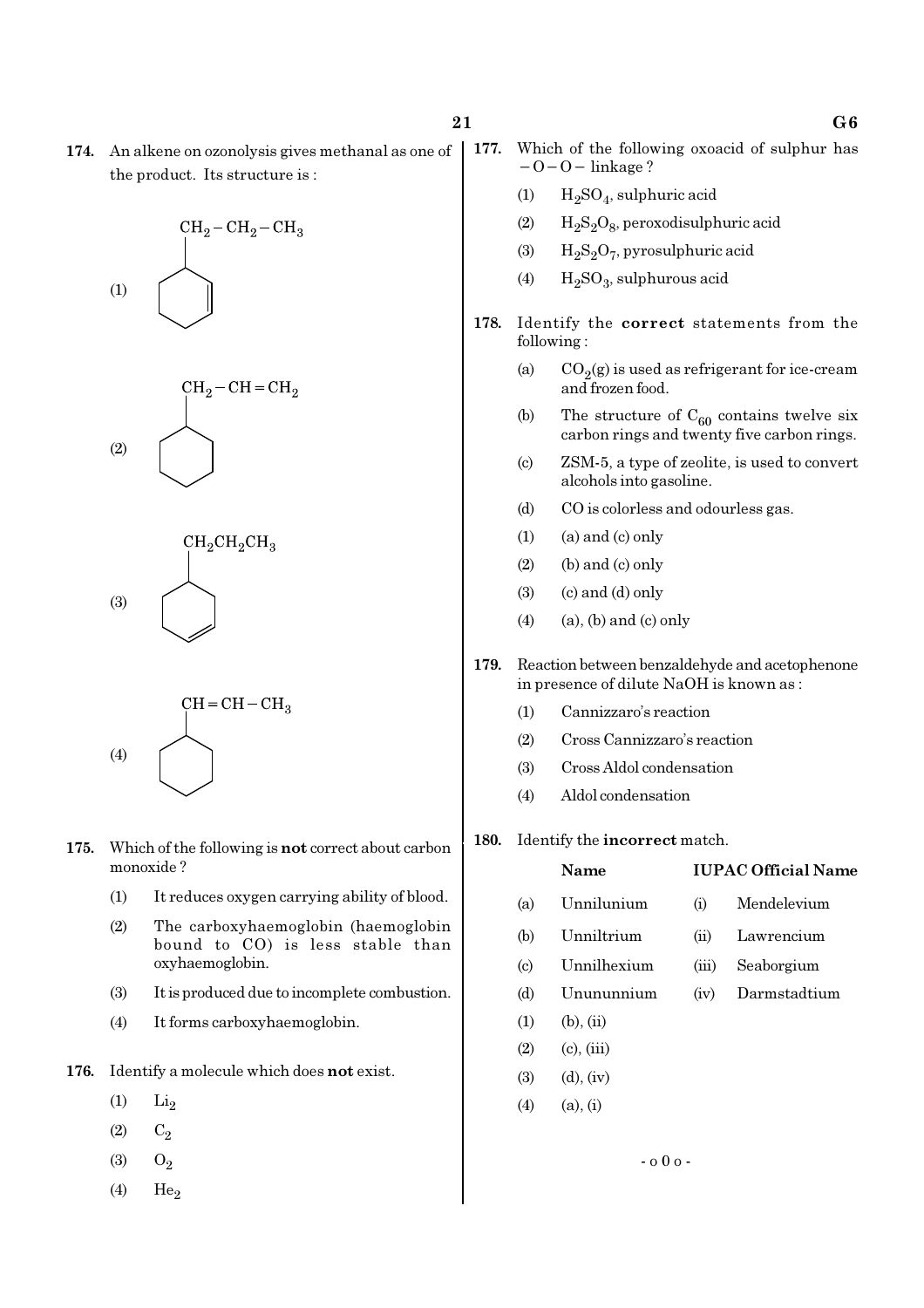**174.** An alkene on ozonolysis gives methanal as one of the product. Its structure is :

(1) Cyclohexene ring with $CH_2-CH_2-CH_3$ substituent

(2) Cyclohexane ring with $CH_2-CH=CH_2$ substituent

(3) Cyclohexene ring with $CH_2CH_2CH_3$ substituent

(4) Cyclohexane ring with $CH=CH-CH_3$ substituent

**175.** Which of the following is **not** correct about carbon monoxide ?

(1) It reduces oxygen carrying ability of blood.

(2) The carboxyhaemoglobin (haemoglobin bound to CO) is less stable than oxyhaemoglobin.

(3) It is produced due to incomplete combustion.

(4) It forms carboxyhaemoglobin.

**176.** Identify a molecule which does **not** exist.

(1) $Li_2$

(2) $C_2$

(3) $O_2$

(4) $He_2$

**177.** Which of the following oxoacid of sulphur has $-O-O-$ linkage ?

(1) $H_2SO_4$, sulphuric acid

(2) $H_2S_2O_8$, peroxodisulphuric acid

(3) $H_2S_2O_7$, pyrosulphuric acid

(4) $H_2SO_3$, sulphurous acid

**178.** Identify the **correct** statements from the following :

(a) $CO_2$(g) is used as refrigerant for ice-cream and frozen food.

(b) The structure of $C_{60}$ contains twelve six carbon rings and twenty five carbon rings.

(c) ZSM-5, a type of zeolite, is used to convert alcohols into gasoline.

(d) CO is colorless and odourless gas.

(1) (a) and (c) only

(2) (b) and (c) only

(3) (c) and (d) only

(4) (a), (b) and (c) only

**179.** Reaction between benzaldehyde and acetophenone in presence of dilute NaOH is known as :

(1) Cannizzaro's reaction

(2) Cross Cannizzaro's reaction

(3) Cross Aldol condensation

(4) Aldol condensation

**180.** Identify the **incorrect** match.

| | Name | | IUPAC Official Name |
|---|---|---|---|
| (a) | Unnilunium | (i) | Mendelevium |
| (b) | Unniltrium | (ii) | Lawrencium |
| (c) | Unnilhexium | (iii) | Seaborgium |
| (d) | Unununnium | (iv) | Darmstadtium |

(1) (b), (ii)

(2) (c), (iii)

(3) (d), (iv)

(4) (a), (i)

- o 0 o -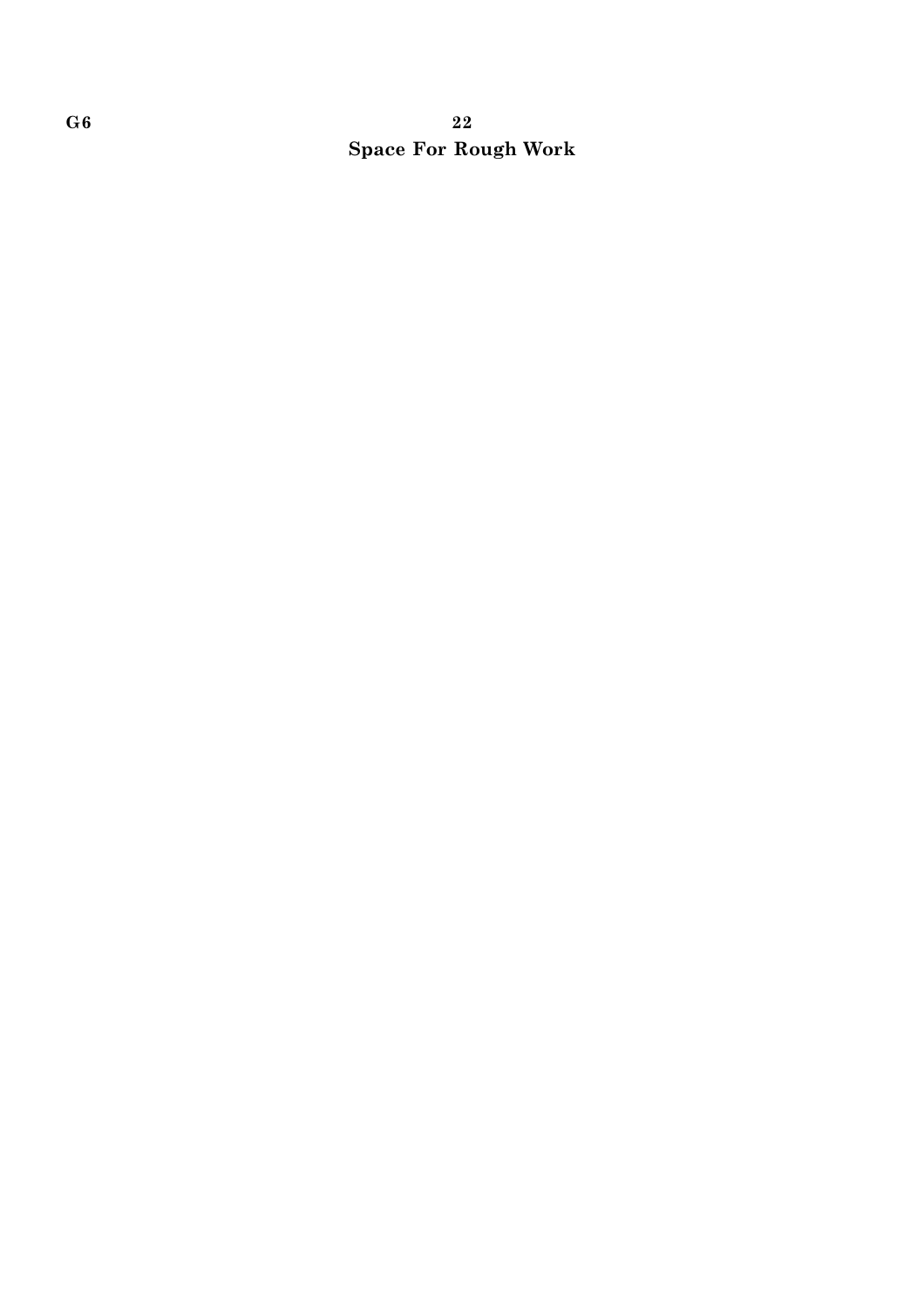## Space For Rough Work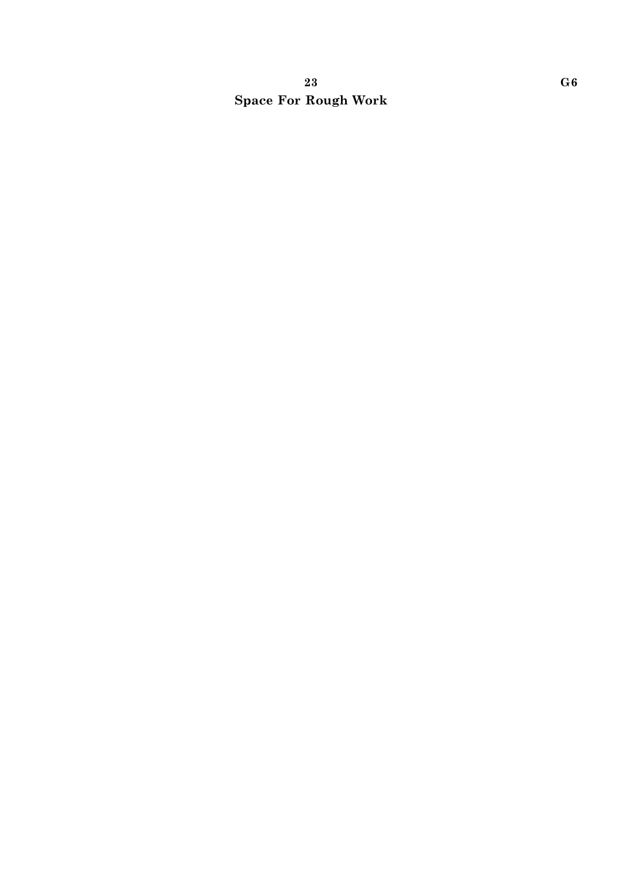**Space For Rough Work**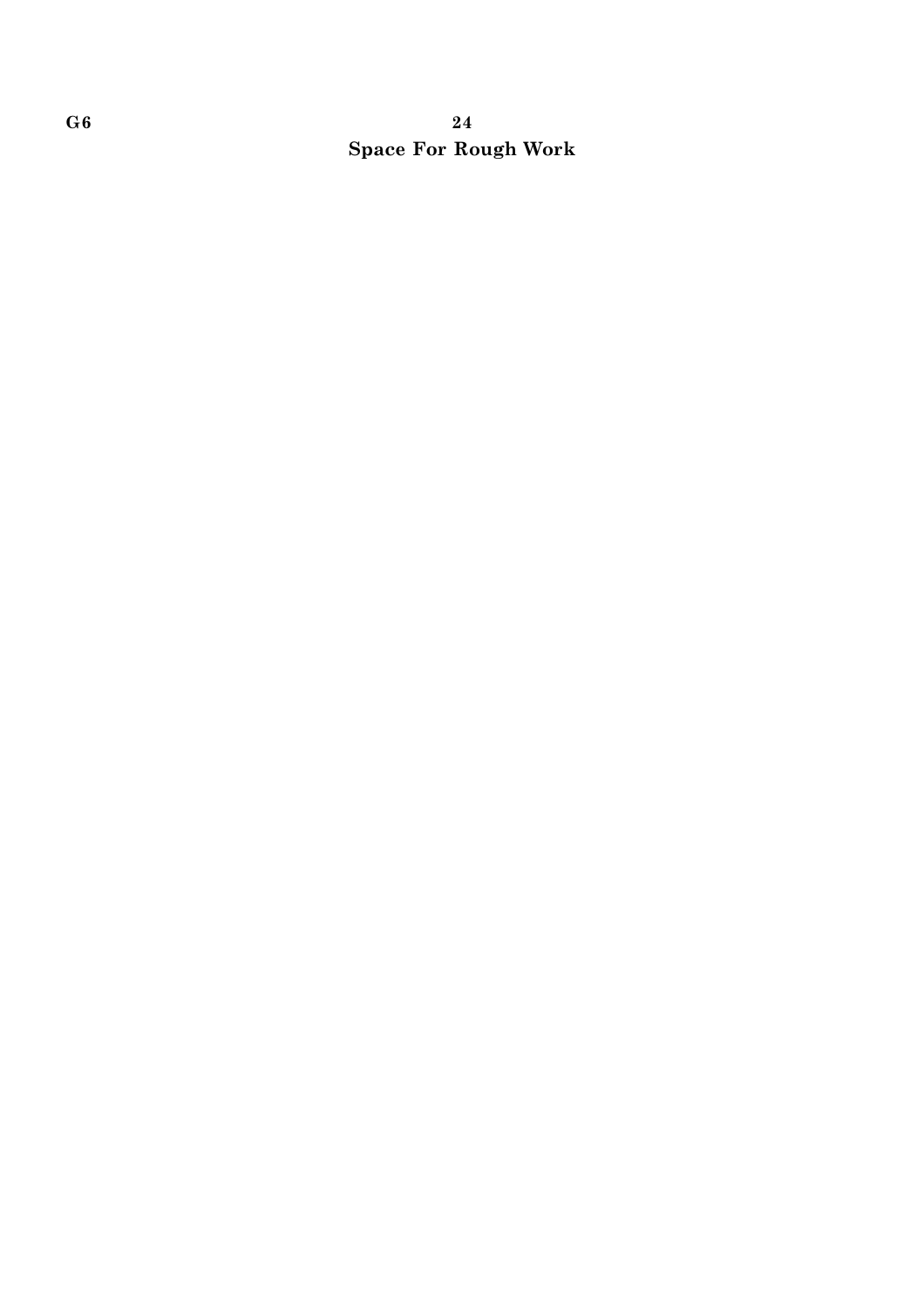**Space For Rough Work**